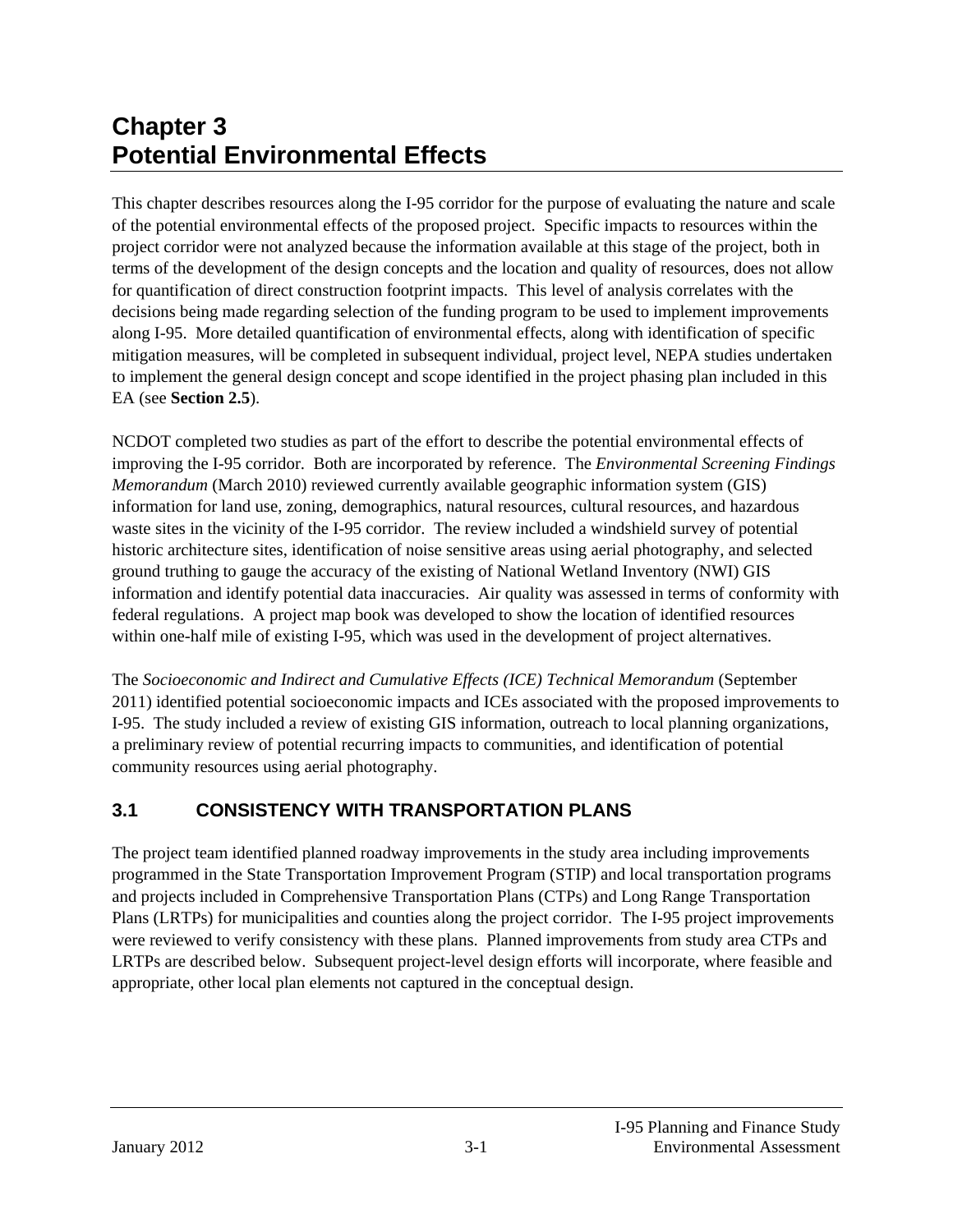# Chapter 3
# Potential Environmental Effects

This chapter describes resources along the I-95 corridor for the purpose of evaluating the nature and scale of the potential environmental effects of the proposed project. Specific impacts to resources within the project corridor were not analyzed because the information available at this stage of the project, both in terms of the development of the design concepts and the location and quality of resources, does not allow for quantification of direct construction footprint impacts. This level of analysis correlates with the decisions being made regarding selection of the funding program to be used to implement improvements along I-95. More detailed quantification of environmental effects, along with identification of specific mitigation measures, will be completed in subsequent individual, project level, NEPA studies undertaken to implement the general design concept and scope identified in the project phasing plan included in this EA (see **Section 2.5**).

NCDOT completed two studies as part of the effort to describe the potential environmental effects of improving the I-95 corridor. Both are incorporated by reference. The *Environmental Screening Findings Memorandum* (March 2010) reviewed currently available geographic information system (GIS) information for land use, zoning, demographics, natural resources, cultural resources, and hazardous waste sites in the vicinity of the I-95 corridor. The review included a windshield survey of potential historic architecture sites, identification of noise sensitive areas using aerial photography, and selected ground truthing to gauge the accuracy of the existing of National Wetland Inventory (NWI) GIS information and identify potential data inaccuracies. Air quality was assessed in terms of conformity with federal regulations. A project map book was developed to show the location of identified resources within one-half mile of existing I-95, which was used in the development of project alternatives.

The *Socioeconomic and Indirect and Cumulative Effects (ICE) Technical Memorandum* (September 2011) identified potential socioeconomic impacts and ICEs associated with the proposed improvements to I-95. The study included a review of existing GIS information, outreach to local planning organizations, a preliminary review of potential recurring impacts to communities, and identification of potential community resources using aerial photography.

## 3.1 CONSISTENCY WITH TRANSPORTATION PLANS

The project team identified planned roadway improvements in the study area including improvements programmed in the State Transportation Improvement Program (STIP) and local transportation programs and projects included in Comprehensive Transportation Plans (CTPs) and Long Range Transportation Plans (LRTPs) for municipalities and counties along the project corridor. The I-95 project improvements were reviewed to verify consistency with these plans. Planned improvements from study area CTPs and LRTPs are described below. Subsequent project-level design efforts will incorporate, where feasible and appropriate, other local plan elements not captured in the conceptual design.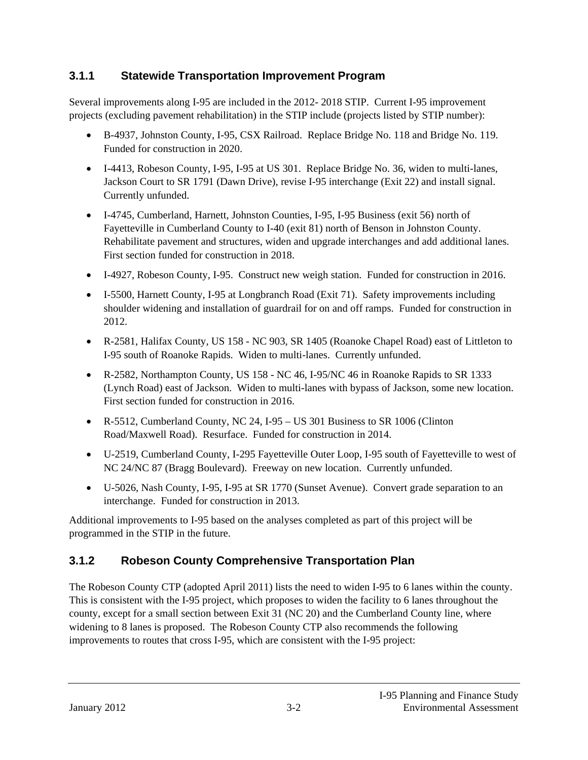### 3.1.1 Statewide Transportation Improvement Program

Several improvements along I-95 are included in the 2012- 2018 STIP. Current I-95 improvement projects (excluding pavement rehabilitation) in the STIP include (projects listed by STIP number):

- B-4937, Johnston County, I-95, CSX Railroad. Replace Bridge No. 118 and Bridge No. 119. Funded for construction in 2020.
- I-4413, Robeson County, I-95, I-95 at US 301. Replace Bridge No. 36, widen to multi-lanes, Jackson Court to SR 1791 (Dawn Drive), revise I-95 interchange (Exit 22) and install signal. Currently unfunded.
- I-4745, Cumberland, Harnett, Johnston Counties, I-95, I-95 Business (exit 56) north of Fayetteville in Cumberland County to I-40 (exit 81) north of Benson in Johnston County. Rehabilitate pavement and structures, widen and upgrade interchanges and add additional lanes. First section funded for construction in 2018.
- I-4927, Robeson County, I-95. Construct new weigh station. Funded for construction in 2016.
- I-5500, Harnett County, I-95 at Longbranch Road (Exit 71). Safety improvements including shoulder widening and installation of guardrail for on and off ramps. Funded for construction in 2012.
- R-2581, Halifax County, US 158 - NC 903, SR 1405 (Roanoke Chapel Road) east of Littleton to I-95 south of Roanoke Rapids. Widen to multi-lanes. Currently unfunded.
- R-2582, Northampton County, US 158 - NC 46, I-95/NC 46 in Roanoke Rapids to SR 1333 (Lynch Road) east of Jackson. Widen to multi-lanes with bypass of Jackson, some new location. First section funded for construction in 2016.
- R-5512, Cumberland County, NC 24, I-95 – US 301 Business to SR 1006 (Clinton Road/Maxwell Road). Resurface. Funded for construction in 2014.
- U-2519, Cumberland County, I-295 Fayetteville Outer Loop, I-95 south of Fayetteville to west of NC 24/NC 87 (Bragg Boulevard). Freeway on new location. Currently unfunded.
- U-5026, Nash County, I-95, I-95 at SR 1770 (Sunset Avenue). Convert grade separation to an interchange. Funded for construction in 2013.

Additional improvements to I-95 based on the analyses completed as part of this project will be programmed in the STIP in the future.

### 3.1.2 Robeson County Comprehensive Transportation Plan

The Robeson County CTP (adopted April 2011) lists the need to widen I-95 to 6 lanes within the county. This is consistent with the I-95 project, which proposes to widen the facility to 6 lanes throughout the county, except for a small section between Exit 31 (NC 20) and the Cumberland County line, where widening to 8 lanes is proposed. The Robeson County CTP also recommends the following improvements to routes that cross I-95, which are consistent with the I-95 project: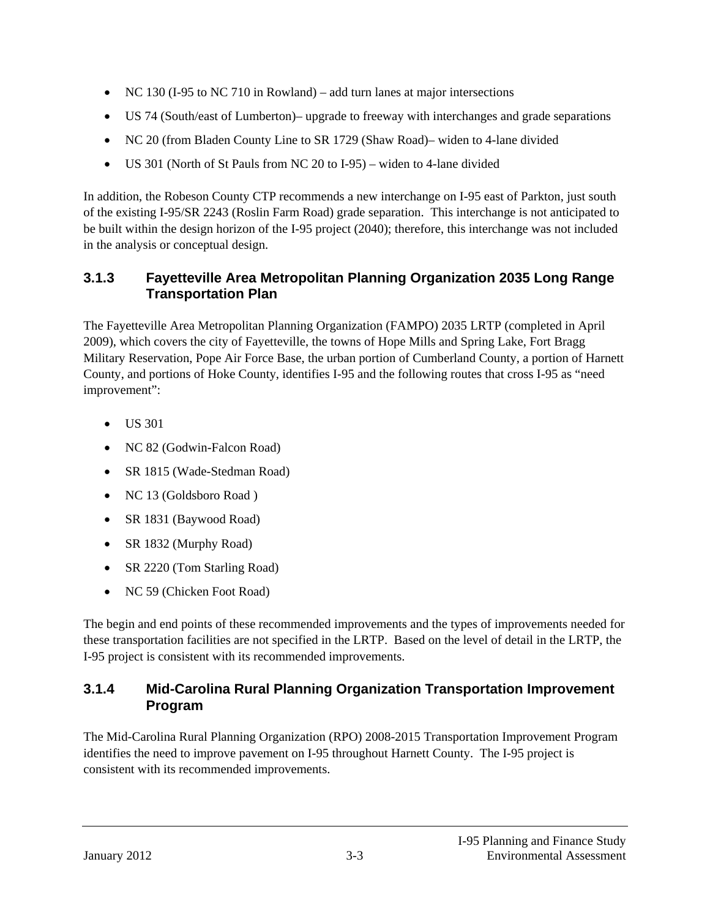- NC 130 (I-95 to NC 710 in Rowland) – add turn lanes at major intersections
- US 74 (South/east of Lumberton)– upgrade to freeway with interchanges and grade separations
- NC 20 (from Bladen County Line to SR 1729 (Shaw Road)– widen to 4-lane divided
- US 301 (North of St Pauls from NC 20 to I-95) – widen to 4-lane divided

In addition, the Robeson County CTP recommends a new interchange on I-95 east of Parkton, just south of the existing I-95/SR 2243 (Roslin Farm Road) grade separation. This interchange is not anticipated to be built within the design horizon of the I-95 project (2040); therefore, this interchange was not included in the analysis or conceptual design.

### 3.1.3 Fayetteville Area Metropolitan Planning Organization 2035 Long Range Transportation Plan

The Fayetteville Area Metropolitan Planning Organization (FAMPO) 2035 LRTP (completed in April 2009), which covers the city of Fayetteville, the towns of Hope Mills and Spring Lake, Fort Bragg Military Reservation, Pope Air Force Base, the urban portion of Cumberland County, a portion of Harnett County, and portions of Hoke County, identifies I-95 and the following routes that cross I-95 as "need improvement":

- US 301
- NC 82 (Godwin-Falcon Road)
- SR 1815 (Wade-Stedman Road)
- NC 13 (Goldsboro Road )
- SR 1831 (Baywood Road)
- SR 1832 (Murphy Road)
- SR 2220 (Tom Starling Road)
- NC 59 (Chicken Foot Road)

The begin and end points of these recommended improvements and the types of improvements needed for these transportation facilities are not specified in the LRTP. Based on the level of detail in the LRTP, the I-95 project is consistent with its recommended improvements.

### 3.1.4 Mid-Carolina Rural Planning Organization Transportation Improvement Program

The Mid-Carolina Rural Planning Organization (RPO) 2008-2015 Transportation Improvement Program identifies the need to improve pavement on I-95 throughout Harnett County. The I-95 project is consistent with its recommended improvements.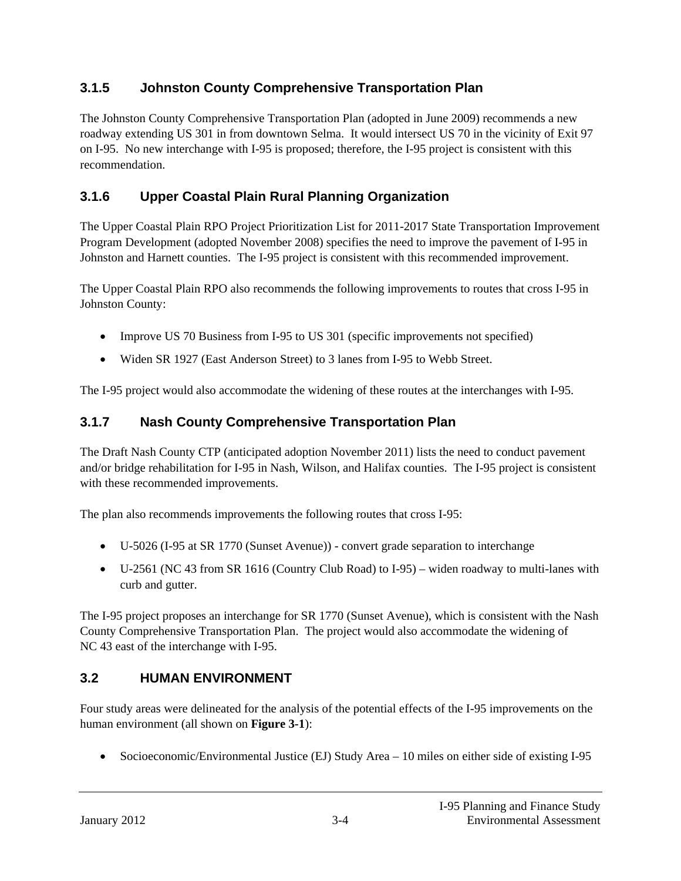### 3.1.5 Johnston County Comprehensive Transportation Plan

The Johnston County Comprehensive Transportation Plan (adopted in June 2009) recommends a new roadway extending US 301 in from downtown Selma. It would intersect US 70 in the vicinity of Exit 97 on I-95. No new interchange with I-95 is proposed; therefore, the I-95 project is consistent with this recommendation.

### 3.1.6 Upper Coastal Plain Rural Planning Organization

The Upper Coastal Plain RPO Project Prioritization List for 2011-2017 State Transportation Improvement Program Development (adopted November 2008) specifies the need to improve the pavement of I-95 in Johnston and Harnett counties. The I-95 project is consistent with this recommended improvement.

The Upper Coastal Plain RPO also recommends the following improvements to routes that cross I-95 in Johnston County:

- Improve US 70 Business from I-95 to US 301 (specific improvements not specified)
- Widen SR 1927 (East Anderson Street) to 3 lanes from I-95 to Webb Street.

The I-95 project would also accommodate the widening of these routes at the interchanges with I-95.

### 3.1.7 Nash County Comprehensive Transportation Plan

The Draft Nash County CTP (anticipated adoption November 2011) lists the need to conduct pavement and/or bridge rehabilitation for I-95 in Nash, Wilson, and Halifax counties. The I-95 project is consistent with these recommended improvements.

The plan also recommends improvements the following routes that cross I-95:

- U-5026 (I-95 at SR 1770 (Sunset Avenue)) - convert grade separation to interchange
- U-2561 (NC 43 from SR 1616 (Country Club Road) to I-95) – widen roadway to multi-lanes with curb and gutter.

The I-95 project proposes an interchange for SR 1770 (Sunset Avenue), which is consistent with the Nash County Comprehensive Transportation Plan. The project would also accommodate the widening of NC 43 east of the interchange with I-95.

## 3.2 HUMAN ENVIRONMENT

Four study areas were delineated for the analysis of the potential effects of the I-95 improvements on the human environment (all shown on **Figure 3-1**):

- Socioeconomic/Environmental Justice (EJ) Study Area – 10 miles on either side of existing I-95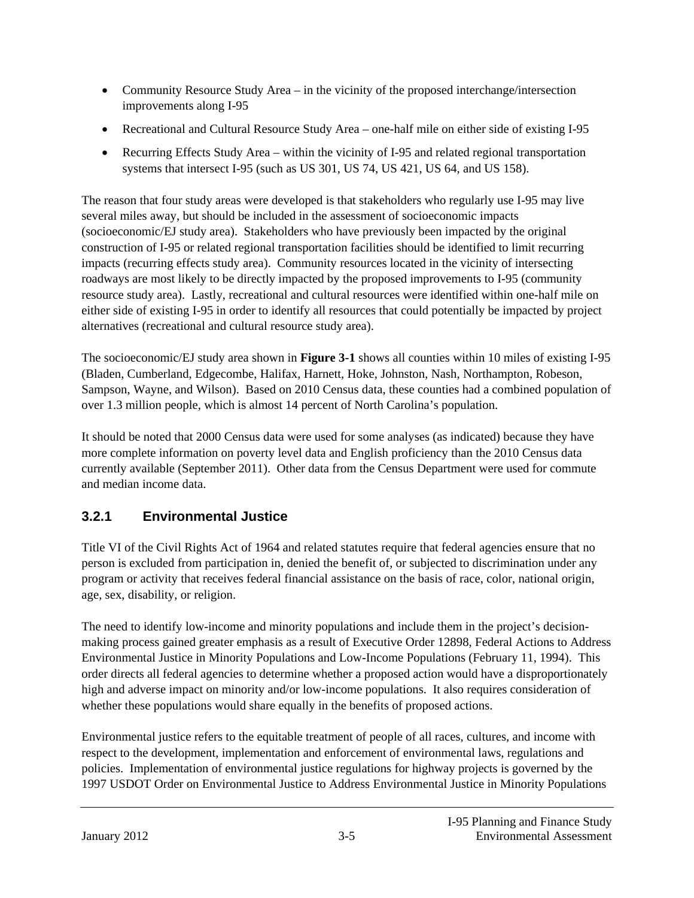- Community Resource Study Area – in the vicinity of the proposed interchange/intersection improvements along I-95
- Recreational and Cultural Resource Study Area – one-half mile on either side of existing I-95
- Recurring Effects Study Area – within the vicinity of I-95 and related regional transportation systems that intersect I-95 (such as US 301, US 74, US 421, US 64, and US 158).

The reason that four study areas were developed is that stakeholders who regularly use I-95 may live several miles away, but should be included in the assessment of socioeconomic impacts (socioeconomic/EJ study area). Stakeholders who have previously been impacted by the original construction of I-95 or related regional transportation facilities should be identified to limit recurring impacts (recurring effects study area). Community resources located in the vicinity of intersecting roadways are most likely to be directly impacted by the proposed improvements to I-95 (community resource study area). Lastly, recreational and cultural resources were identified within one-half mile on either side of existing I-95 in order to identify all resources that could potentially be impacted by project alternatives (recreational and cultural resource study area).

The socioeconomic/EJ study area shown in **Figure 3-1** shows all counties within 10 miles of existing I-95 (Bladen, Cumberland, Edgecombe, Halifax, Harnett, Hoke, Johnston, Nash, Northampton, Robeson, Sampson, Wayne, and Wilson). Based on 2010 Census data, these counties had a combined population of over 1.3 million people, which is almost 14 percent of North Carolina's population.

It should be noted that 2000 Census data were used for some analyses (as indicated) because they have more complete information on poverty level data and English proficiency than the 2010 Census data currently available (September 2011). Other data from the Census Department were used for commute and median income data.

### 3.2.1 Environmental Justice

Title VI of the Civil Rights Act of 1964 and related statutes require that federal agencies ensure that no person is excluded from participation in, denied the benefit of, or subjected to discrimination under any program or activity that receives federal financial assistance on the basis of race, color, national origin, age, sex, disability, or religion.

The need to identify low-income and minority populations and include them in the project's decision-making process gained greater emphasis as a result of Executive Order 12898, Federal Actions to Address Environmental Justice in Minority Populations and Low-Income Populations (February 11, 1994). This order directs all federal agencies to determine whether a proposed action would have a disproportionately high and adverse impact on minority and/or low-income populations. It also requires consideration of whether these populations would share equally in the benefits of proposed actions.

Environmental justice refers to the equitable treatment of people of all races, cultures, and income with respect to the development, implementation and enforcement of environmental laws, regulations and policies. Implementation of environmental justice regulations for highway projects is governed by the 1997 USDOT Order on Environmental Justice to Address Environmental Justice in Minority Populations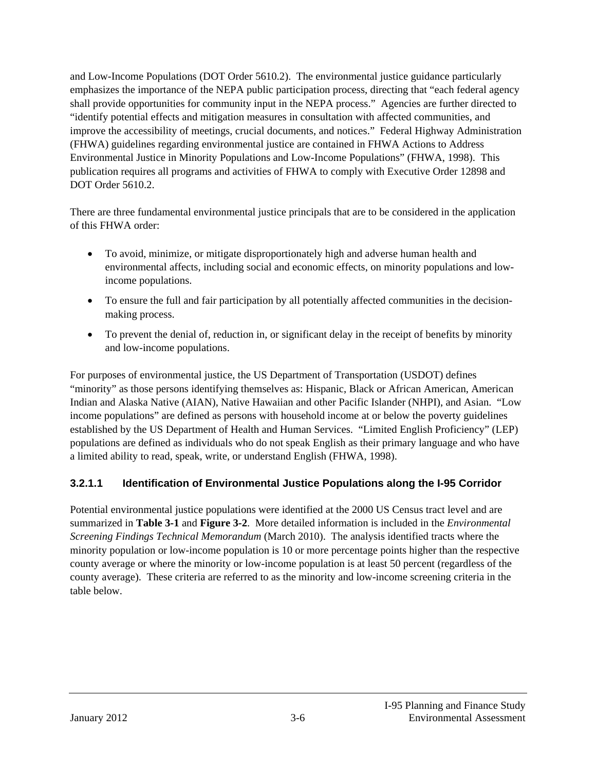and Low-Income Populations (DOT Order 5610.2). The environmental justice guidance particularly emphasizes the importance of the NEPA public participation process, directing that "each federal agency shall provide opportunities for community input in the NEPA process." Agencies are further directed to "identify potential effects and mitigation measures in consultation with affected communities, and improve the accessibility of meetings, crucial documents, and notices." Federal Highway Administration (FHWA) guidelines regarding environmental justice are contained in FHWA Actions to Address Environmental Justice in Minority Populations and Low-Income Populations" (FHWA, 1998). This publication requires all programs and activities of FHWA to comply with Executive Order 12898 and DOT Order 5610.2.

There are three fundamental environmental justice principals that are to be considered in the application of this FHWA order:

- To avoid, minimize, or mitigate disproportionately high and adverse human health and environmental affects, including social and economic effects, on minority populations and low-income populations.
- To ensure the full and fair participation by all potentially affected communities in the decision-making process.
- To prevent the denial of, reduction in, or significant delay in the receipt of benefits by minority and low-income populations.

For purposes of environmental justice, the US Department of Transportation (USDOT) defines "minority" as those persons identifying themselves as: Hispanic, Black or African American, American Indian and Alaska Native (AIAN), Native Hawaiian and other Pacific Islander (NHPI), and Asian. "Low income populations" are defined as persons with household income at or below the poverty guidelines established by the US Department of Health and Human Services. "Limited English Proficiency" (LEP) populations are defined as individuals who do not speak English as their primary language and who have a limited ability to read, speak, write, or understand English (FHWA, 1998).

#### 3.2.1.1 Identification of Environmental Justice Populations along the I-95 Corridor

Potential environmental justice populations were identified at the 2000 US Census tract level and are summarized in **Table 3-1** and **Figure 3-2**. More detailed information is included in the *Environmental Screening Findings Technical Memorandum* (March 2010). The analysis identified tracts where the minority population or low-income population is 10 or more percentage points higher than the respective county average or where the minority or low-income population is at least 50 percent (regardless of the county average). These criteria are referred to as the minority and low-income screening criteria in the table below.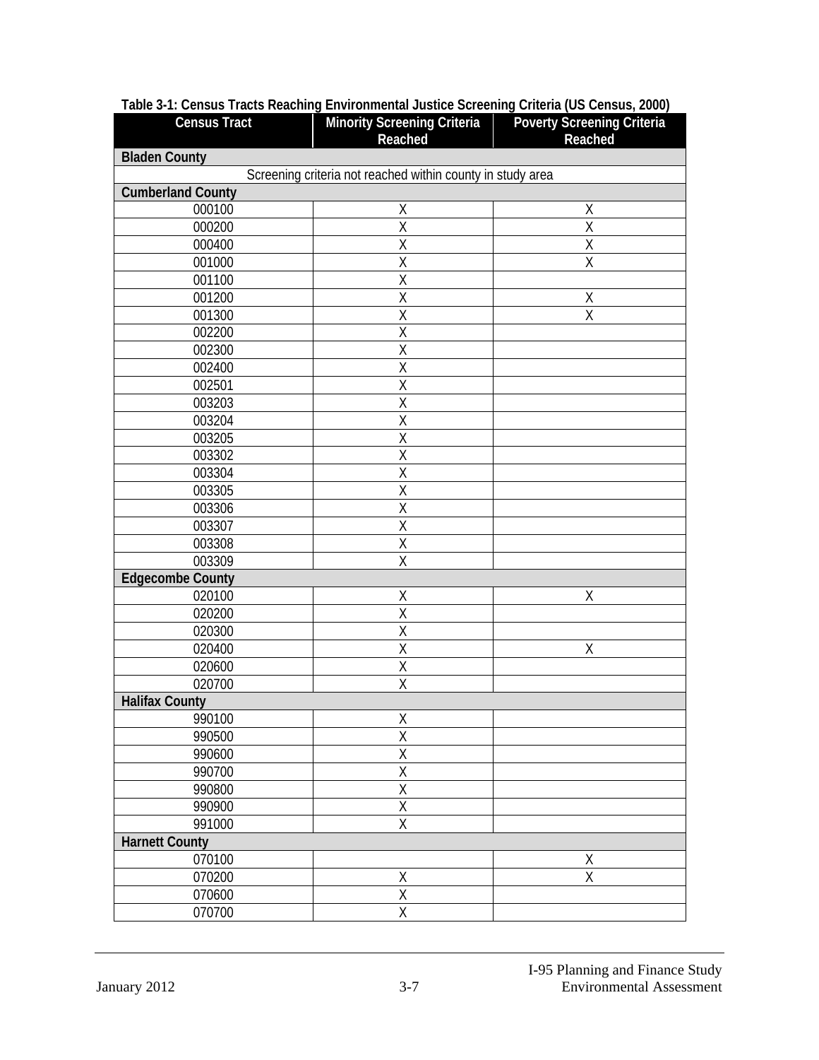**Table 3-1: Census Tracts Reaching Environmental Justice Screening Criteria (US Census, 2000)**

| Census Tract | Minority Screening Criteria Reached | Poverty Screening Criteria Reached |
|---|---|---|
| **Bladen County** | | |
| Screening criteria not reached within county in study area | | |
| **Cumberland County** | | |
| 000100 | X | X |
| 000200 | X | X |
| 000400 | X | X |
| 001000 | X | X |
| 001100 | X | |
| 001200 | X | X |
| 001300 | X | X |
| 002200 | X | |
| 002300 | X | |
| 002400 | X | |
| 002501 | X | |
| 003203 | X | |
| 003204 | X | |
| 003205 | X | |
| 003302 | X | |
| 003304 | X | |
| 003305 | X | |
| 003306 | X | |
| 003307 | X | |
| 003308 | X | |
| 003309 | X | |
| **Edgecombe County** | | |
| 020100 | X | X |
| 020200 | X | |
| 020300 | X | |
| 020400 | X | X |
| 020600 | X | |
| 020700 | X | |
| **Halifax County** | | |
| 990100 | X | |
| 990500 | X | |
| 990600 | X | |
| 990700 | X | |
| 990800 | X | |
| 990900 | X | |
| 991000 | X | |
| **Harnett County** | | |
| 070100 | | X |
| 070200 | X | X |
| 070600 | X | |
| 070700 | X | |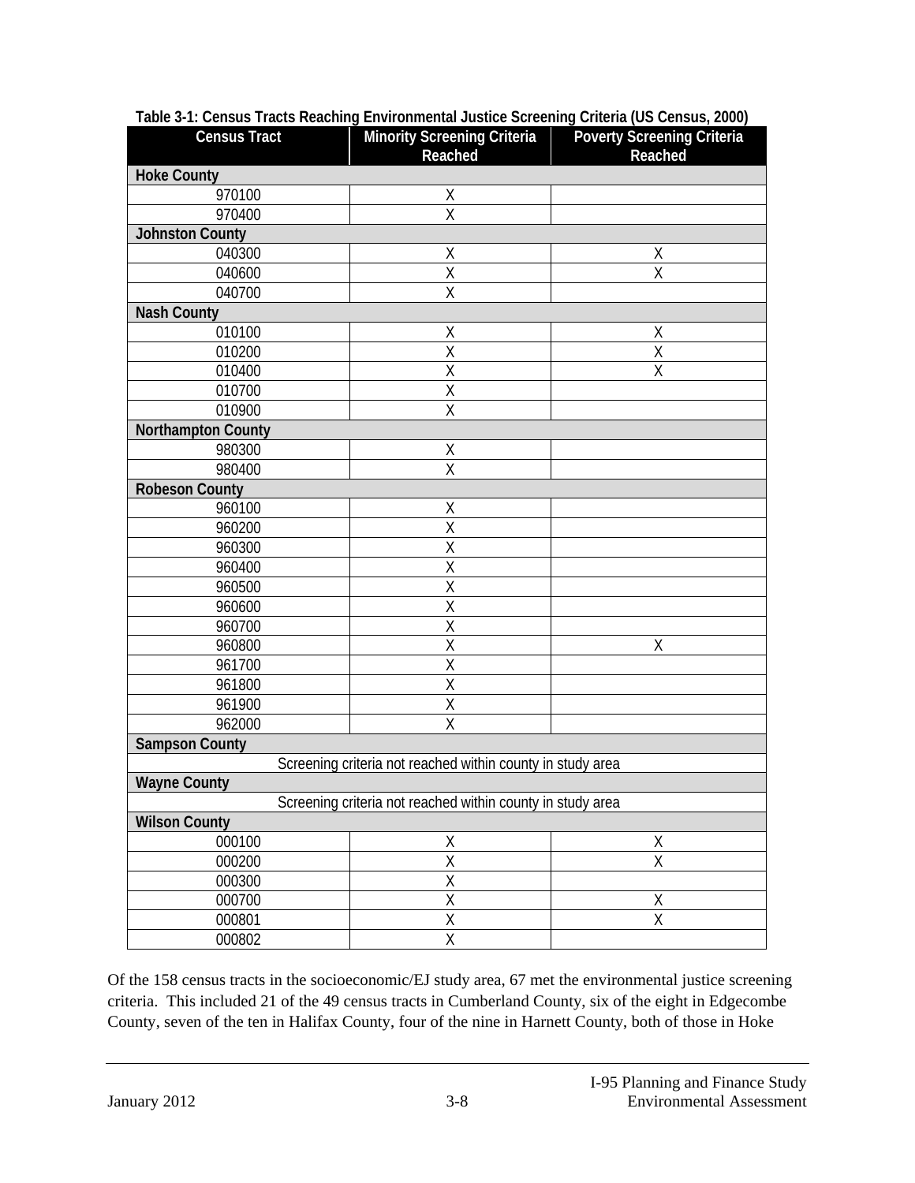**Table 3-1: Census Tracts Reaching Environmental Justice Screening Criteria (US Census, 2000)**

| Census Tract | Minority Screening Criteria Reached | Poverty Screening Criteria Reached |
|---|---|---|
| **Hoke County** | | |
| 970100 | X | |
| 970400 | X | |
| **Johnston County** | | |
| 040300 | X | X |
| 040600 | X | X |
| 040700 | X | |
| **Nash County** | | |
| 010100 | X | X |
| 010200 | X | X |
| 010400 | X | X |
| 010700 | X | |
| 010900 | X | |
| **Northampton County** | | |
| 980300 | X | |
| 980400 | X | |
| **Robeson County** | | |
| 960100 | X | |
| 960200 | X | |
| 960300 | X | |
| 960400 | X | |
| 960500 | X | |
| 960600 | X | |
| 960700 | X | |
| 960800 | X | X |
| 961700 | X | |
| 961800 | X | |
| 961900 | X | |
| 962000 | X | |
| **Sampson County** | | |
| Screening criteria not reached within county in study area | | |
| **Wayne County** | | |
| Screening criteria not reached within county in study area | | |
| **Wilson County** | | |
| 000100 | X | X |
| 000200 | X | X |
| 000300 | X | |
| 000700 | X | X |
| 000801 | X | X |
| 000802 | X | |

Of the 158 census tracts in the socioeconomic/EJ study area, 67 met the environmental justice screening criteria. This included 21 of the 49 census tracts in Cumberland County, six of the eight in Edgecombe County, seven of the ten in Halifax County, four of the nine in Harnett County, both of those in Hoke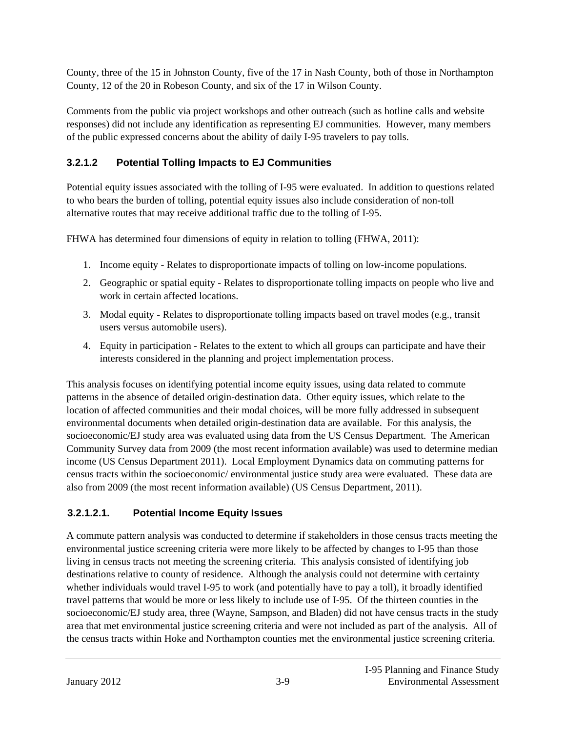County, three of the 15 in Johnston County, five of the 17 in Nash County, both of those in Northampton County, 12 of the 20 in Robeson County, and six of the 17 in Wilson County.

Comments from the public via project workshops and other outreach (such as hotline calls and website responses) did not include any identification as representing EJ communities. However, many members of the public expressed concerns about the ability of daily I-95 travelers to pay tolls.

### 3.2.1.2 Potential Tolling Impacts to EJ Communities

Potential equity issues associated with the tolling of I-95 were evaluated. In addition to questions related to who bears the burden of tolling, potential equity issues also include consideration of non-toll alternative routes that may receive additional traffic due to the tolling of I-95.

FHWA has determined four dimensions of equity in relation to tolling (FHWA, 2011):

1. Income equity - Relates to disproportionate impacts of tolling on low-income populations.
2. Geographic or spatial equity - Relates to disproportionate tolling impacts on people who live and work in certain affected locations.
3. Modal equity - Relates to disproportionate tolling impacts based on travel modes (e.g., transit users versus automobile users).
4. Equity in participation - Relates to the extent to which all groups can participate and have their interests considered in the planning and project implementation process.

This analysis focuses on identifying potential income equity issues, using data related to commute patterns in the absence of detailed origin-destination data. Other equity issues, which relate to the location of affected communities and their modal choices, will be more fully addressed in subsequent environmental documents when detailed origin-destination data are available. For this analysis, the socioeconomic/EJ study area was evaluated using data from the US Census Department. The American Community Survey data from 2009 (the most recent information available) was used to determine median income (US Census Department 2011). Local Employment Dynamics data on commuting patterns for census tracts within the socioeconomic/ environmental justice study area were evaluated. These data are also from 2009 (the most recent information available) (US Census Department, 2011).

#### 3.2.1.2.1. Potential Income Equity Issues

A commute pattern analysis was conducted to determine if stakeholders in those census tracts meeting the environmental justice screening criteria were more likely to be affected by changes to I-95 than those living in census tracts not meeting the screening criteria. This analysis consisted of identifying job destinations relative to county of residence. Although the analysis could not determine with certainty whether individuals would travel I-95 to work (and potentially have to pay a toll), it broadly identified travel patterns that would be more or less likely to include use of I-95. Of the thirteen counties in the socioeconomic/EJ study area, three (Wayne, Sampson, and Bladen) did not have census tracts in the study area that met environmental justice screening criteria and were not included as part of the analysis. All of the census tracts within Hoke and Northampton counties met the environmental justice screening criteria.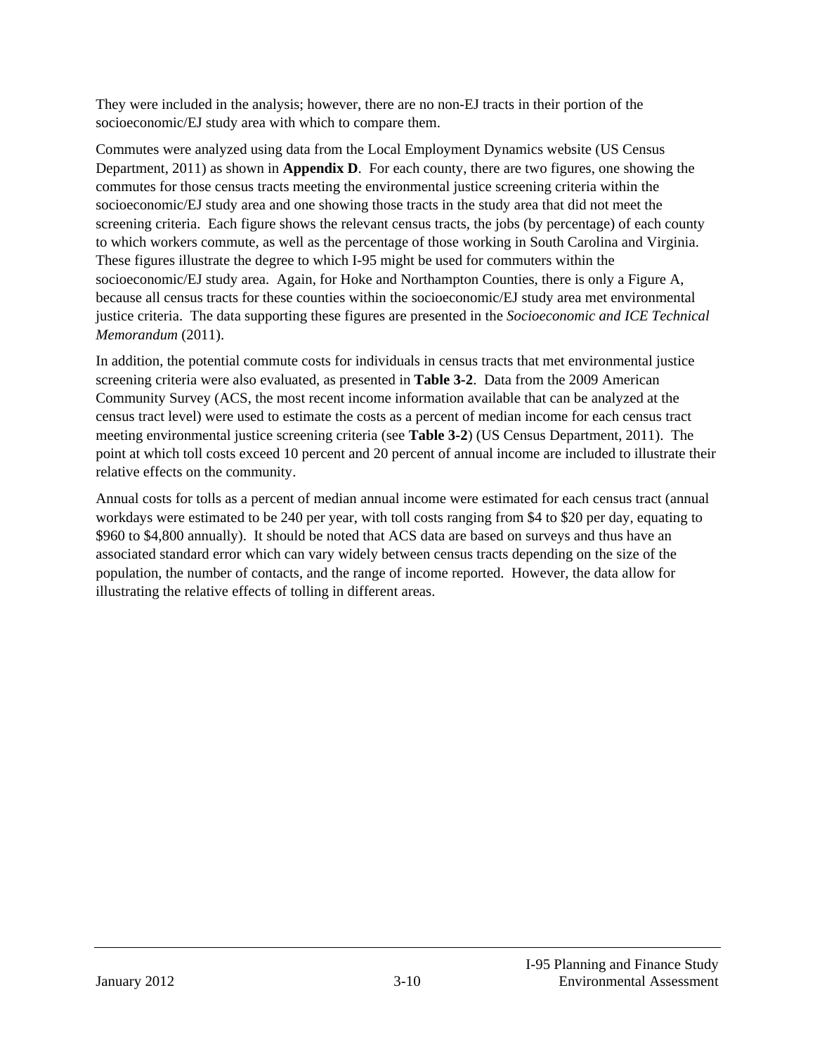They were included in the analysis; however, there are no non-EJ tracts in their portion of the socioeconomic/EJ study area with which to compare them.

Commutes were analyzed using data from the Local Employment Dynamics website (US Census Department, 2011) as shown in **Appendix D**. For each county, there are two figures, one showing the commutes for those census tracts meeting the environmental justice screening criteria within the socioeconomic/EJ study area and one showing those tracts in the study area that did not meet the screening criteria. Each figure shows the relevant census tracts, the jobs (by percentage) of each county to which workers commute, as well as the percentage of those working in South Carolina and Virginia. These figures illustrate the degree to which I-95 might be used for commuters within the socioeconomic/EJ study area. Again, for Hoke and Northampton Counties, there is only a Figure A, because all census tracts for these counties within the socioeconomic/EJ study area met environmental justice criteria. The data supporting these figures are presented in the *Socioeconomic and ICE Technical Memorandum* (2011).

In addition, the potential commute costs for individuals in census tracts that met environmental justice screening criteria were also evaluated, as presented in **Table 3-2**. Data from the 2009 American Community Survey (ACS, the most recent income information available that can be analyzed at the census tract level) were used to estimate the costs as a percent of median income for each census tract meeting environmental justice screening criteria (see **Table 3-2**) (US Census Department, 2011). The point at which toll costs exceed 10 percent and 20 percent of annual income are included to illustrate their relative effects on the community.

Annual costs for tolls as a percent of median annual income were estimated for each census tract (annual workdays were estimated to be 240 per year, with toll costs ranging from $4 to $20 per day, equating to $960 to $4,800 annually). It should be noted that ACS data are based on surveys and thus have an associated standard error which can vary widely between census tracts depending on the size of the population, the number of contacts, and the range of income reported. However, the data allow for illustrating the relative effects of tolling in different areas.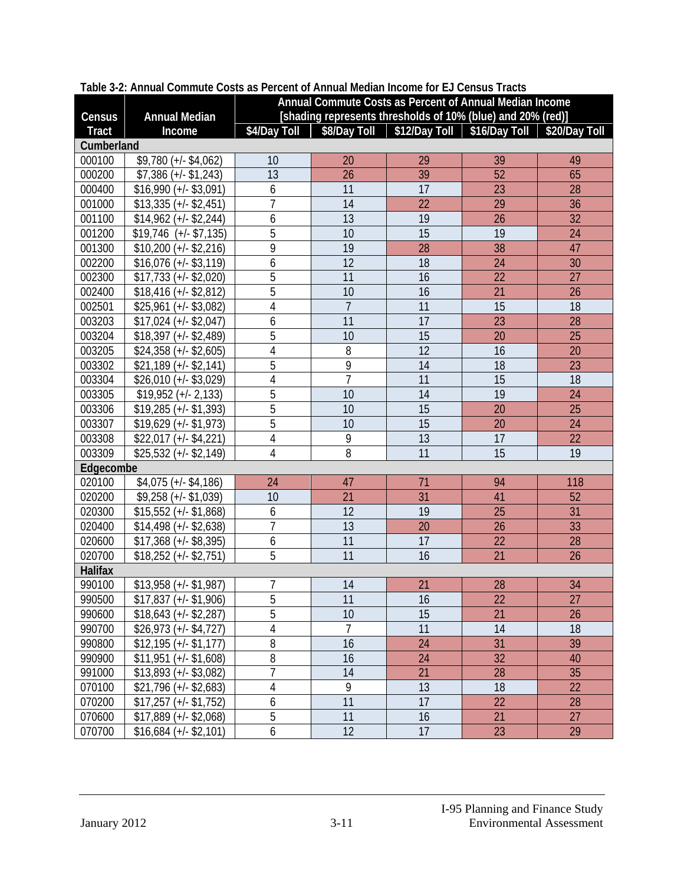**Table 3-2: Annual Commute Costs as Percent of Annual Median Income for EJ Census Tracts**

| Census Tract | Annual Median Income | Annual Commute Costs as Percent of Annual Median Income [shading represents thresholds of 10% (blue) and 20% (red)] | | | | |
|---|---|---|---|---|---|---|
| | | $4/Day Toll | $8/Day Toll | $12/Day Toll | $16/Day Toll | $20/Day Toll |
| **Cumberland** | | | | | | |
| 000100 | $9,780 (+/- $4,062) | 10 | 20 | 29 | 39 | 49 |
| 000200 | $7,386 (+/- $1,243) | 13 | 26 | 39 | 52 | 65 |
| 000400 | $16,990 (+/- $3,091) | 6 | 11 | 17 | 23 | 28 |
| 001000 | $13,335 (+/- $2,451) | 7 | 14 | 22 | 29 | 36 |
| 001100 | $14,962 (+/- $2,244) | 6 | 13 | 19 | 26 | 32 |
| 001200 | $19,746 (+/- $7,135) | 5 | 10 | 15 | 19 | 24 |
| 001300 | $10,200 (+/- $2,216) | 9 | 19 | 28 | 38 | 47 |
| 002200 | $16,076 (+/- $3,119) | 6 | 12 | 18 | 24 | 30 |
| 002300 | $17,733 (+/- $2,020) | 5 | 11 | 16 | 22 | 27 |
| 002400 | $18,416 (+/- $2,812) | 5 | 10 | 16 | 21 | 26 |
| 002501 | $25,961 (+/- $3,082) | 4 | 7 | 11 | 15 | 18 |
| 003203 | $17,024 (+/- $2,047) | 6 | 11 | 17 | 23 | 28 |
| 003204 | $18,397 (+/- $2,489) | 5 | 10 | 15 | 20 | 25 |
| 003205 | $24,358 (+/- $2,605) | 4 | 8 | 12 | 16 | 20 |
| 003302 | $21,189 (+/- $2,141) | 5 | 9 | 14 | 18 | 23 |
| 003304 | $26,010 (+/- $3,029) | 4 | 7 | 11 | 15 | 18 |
| 003305 | $19,952 (+/- 2,133) | 5 | 10 | 14 | 19 | 24 |
| 003306 | $19,285 (+/- $1,393) | 5 | 10 | 15 | 20 | 25 |
| 003307 | $19,629 (+/- $1,973) | 5 | 10 | 15 | 20 | 24 |
| 003308 | $22,017 (+/- $4,221) | 4 | 9 | 13 | 17 | 22 |
| 003309 | $25,532 (+/- $2,149) | 4 | 8 | 11 | 15 | 19 |
| **Edgecombe** | | | | | | |
| 020100 | $4,075 (+/- $4,186) | 24 | 47 | 71 | 94 | 118 |
| 020200 | $9,258 (+/- $1,039) | 10 | 21 | 31 | 41 | 52 |
| 020300 | $15,552 (+/- $1,868) | 6 | 12 | 19 | 25 | 31 |
| 020400 | $14,498 (+/- $2,638) | 7 | 13 | 20 | 26 | 33 |
| 020600 | $17,368 (+/- $8,395) | 6 | 11 | 17 | 22 | 28 |
| 020700 | $18,252 (+/- $2,751) | 5 | 11 | 16 | 21 | 26 |
| **Halifax** | | | | | | |
| 990100 | $13,958 (+/- $1,987) | 7 | 14 | 21 | 28 | 34 |
| 990500 | $17,837 (+/- $1,906) | 5 | 11 | 16 | 22 | 27 |
| 990600 | $18,643 (+/- $2,287) | 5 | 10 | 15 | 21 | 26 |
| 990700 | $26,973 (+/- $4,727) | 4 | 7 | 11 | 14 | 18 |
| 990800 | $12,195 (+/- $1,177) | 8 | 16 | 24 | 31 | 39 |
| 990900 | $11,951 (+/- $1,608) | 8 | 16 | 24 | 32 | 40 |
| 991000 | $13,893 (+/- $3,082) | 7 | 14 | 21 | 28 | 35 |
| 070100 | $21,796 (+/- $2,683) | 4 | 9 | 13 | 18 | 22 |
| 070200 | $17,257 (+/- $1,752) | 6 | 11 | 17 | 22 | 28 |
| 070600 | $17,889 (+/- $2,068) | 5 | 11 | 16 | 21 | 27 |
| 070700 | $16,684 (+/- $2,101) | 6 | 12 | 17 | 23 | 29 |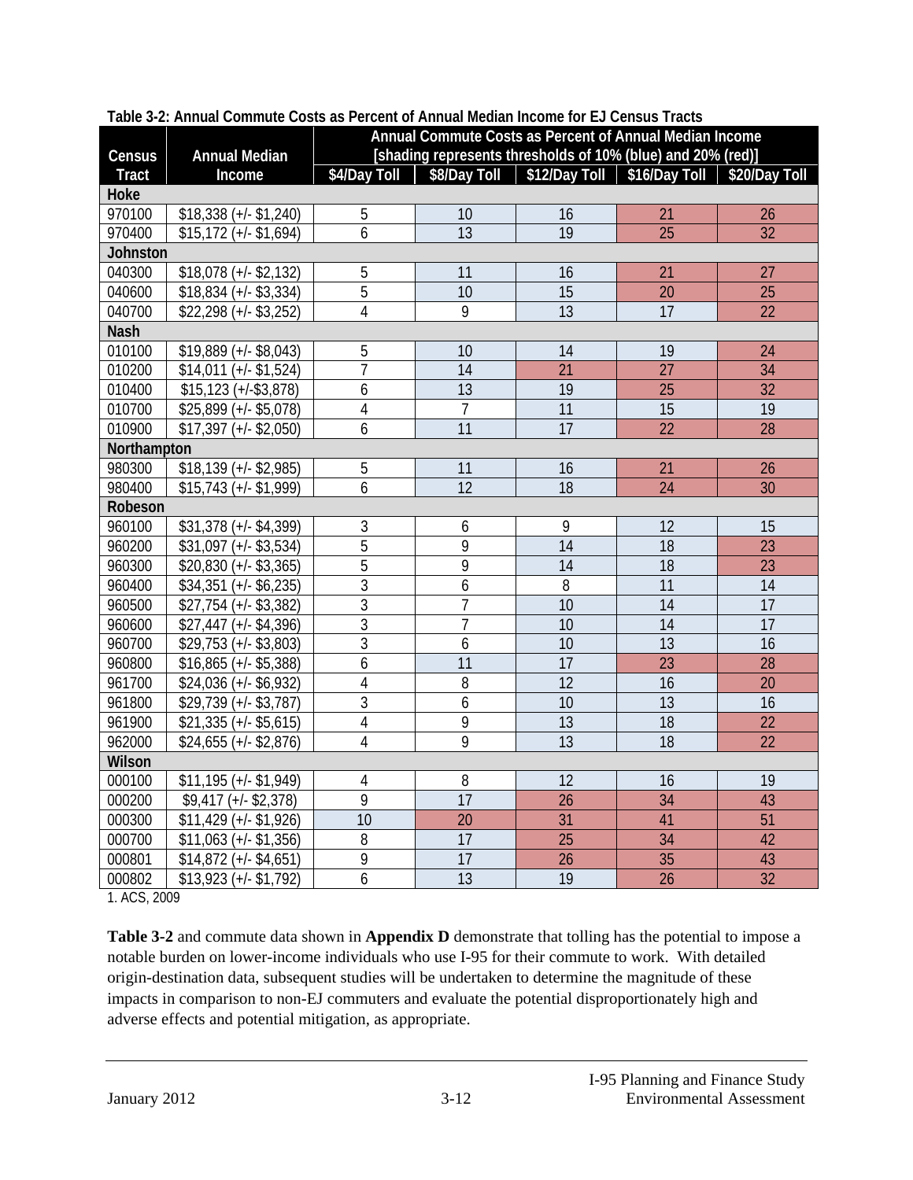**Table 3-2: Annual Commute Costs as Percent of Annual Median Income for EJ Census Tracts**

| Census Tract | Annual Median Income | Annual Commute Costs as Percent of Annual Median Income [shading represents thresholds of 10% (blue) and 20% (red)] | | | | |
|---|---|---|---|---|---|---|
| | | $4/Day Toll | $8/Day Toll | $12/Day Toll | $16/Day Toll | $20/Day Toll |
| **Hoke** | | | | | | |
| 970100 | $18,338 (+/- $1,240) | 5 | 10 | 16 | 21 | 26 |
| 970400 | $15,172 (+/- $1,694) | 6 | 13 | 19 | 25 | 32 |
| **Johnston** | | | | | | |
| 040300 | $18,078 (+/- $2,132) | 5 | 11 | 16 | 21 | 27 |
| 040600 | $18,834 (+/- $3,334) | 5 | 10 | 15 | 20 | 25 |
| 040700 | $22,298 (+/- $3,252) | 4 | 9 | 13 | 17 | 22 |
| **Nash** | | | | | | |
| 010100 | $19,889 (+/- $8,043) | 5 | 10 | 14 | 19 | 24 |
| 010200 | $14,011 (+/- $1,524) | 7 | 14 | 21 | 27 | 34 |
| 010400 | $15,123 (+/-$3,878) | 6 | 13 | 19 | 25 | 32 |
| 010700 | $25,899 (+/- $5,078) | 4 | 7 | 11 | 15 | 19 |
| 010900 | $17,397 (+/- $2,050) | 6 | 11 | 17 | 22 | 28 |
| **Northampton** | | | | | | |
| 980300 | $18,139 (+/- $2,985) | 5 | 11 | 16 | 21 | 26 |
| 980400 | $15,743 (+/- $1,999) | 6 | 12 | 18 | 24 | 30 |
| **Robeson** | | | | | | |
| 960100 | $31,378 (+/- $4,399) | 3 | 6 | 9 | 12 | 15 |
| 960200 | $31,097 (+/- $3,534) | 5 | 9 | 14 | 18 | 23 |
| 960300 | $20,830 (+/- $3,365) | 5 | 9 | 14 | 18 | 23 |
| 960400 | $34,351 (+/- $6,235) | 3 | 6 | 8 | 11 | 14 |
| 960500 | $27,754 (+/- $3,382) | 3 | 7 | 10 | 14 | 17 |
| 960600 | $27,447 (+/- $4,396) | 3 | 7 | 10 | 14 | 17 |
| 960700 | $29,753 (+/- $3,803) | 3 | 6 | 10 | 13 | 16 |
| 960800 | $16,865 (+/- $5,388) | 6 | 11 | 17 | 23 | 28 |
| 961700 | $24,036 (+/- $6,932) | 4 | 8 | 12 | 16 | 20 |
| 961800 | $29,739 (+/- $3,787) | 3 | 6 | 10 | 13 | 16 |
| 961900 | $21,335 (+/- $5,615) | 4 | 9 | 13 | 18 | 22 |
| 962000 | $24,655 (+/- $2,876) | 4 | 9 | 13 | 18 | 22 |
| **Wilson** | | | | | | |
| 000100 | $11,195 (+/- $1,949) | 4 | 8 | 12 | 16 | 19 |
| 000200 | $9,417 (+/- $2,378) | 9 | 17 | 26 | 34 | 43 |
| 000300 | $11,429 (+/- $1,926) | 10 | 20 | 31 | 41 | 51 |
| 000700 | $11,063 (+/- $1,356) | 8 | 17 | 25 | 34 | 42 |
| 000801 | $14,872 (+/- $4,651) | 9 | 17 | 26 | 35 | 43 |
| 000802 | $13,923 (+/- $1,792) | 6 | 13 | 19 | 26 | 32 |

1. ACS, 2009

**Table 3-2** and commute data shown in **Appendix D** demonstrate that tolling has the potential to impose a notable burden on lower-income individuals who use I-95 for their commute to work. With detailed origin-destination data, subsequent studies will be undertaken to determine the magnitude of these impacts in comparison to non-EJ commuters and evaluate the potential disproportionately high and adverse effects and potential mitigation, as appropriate.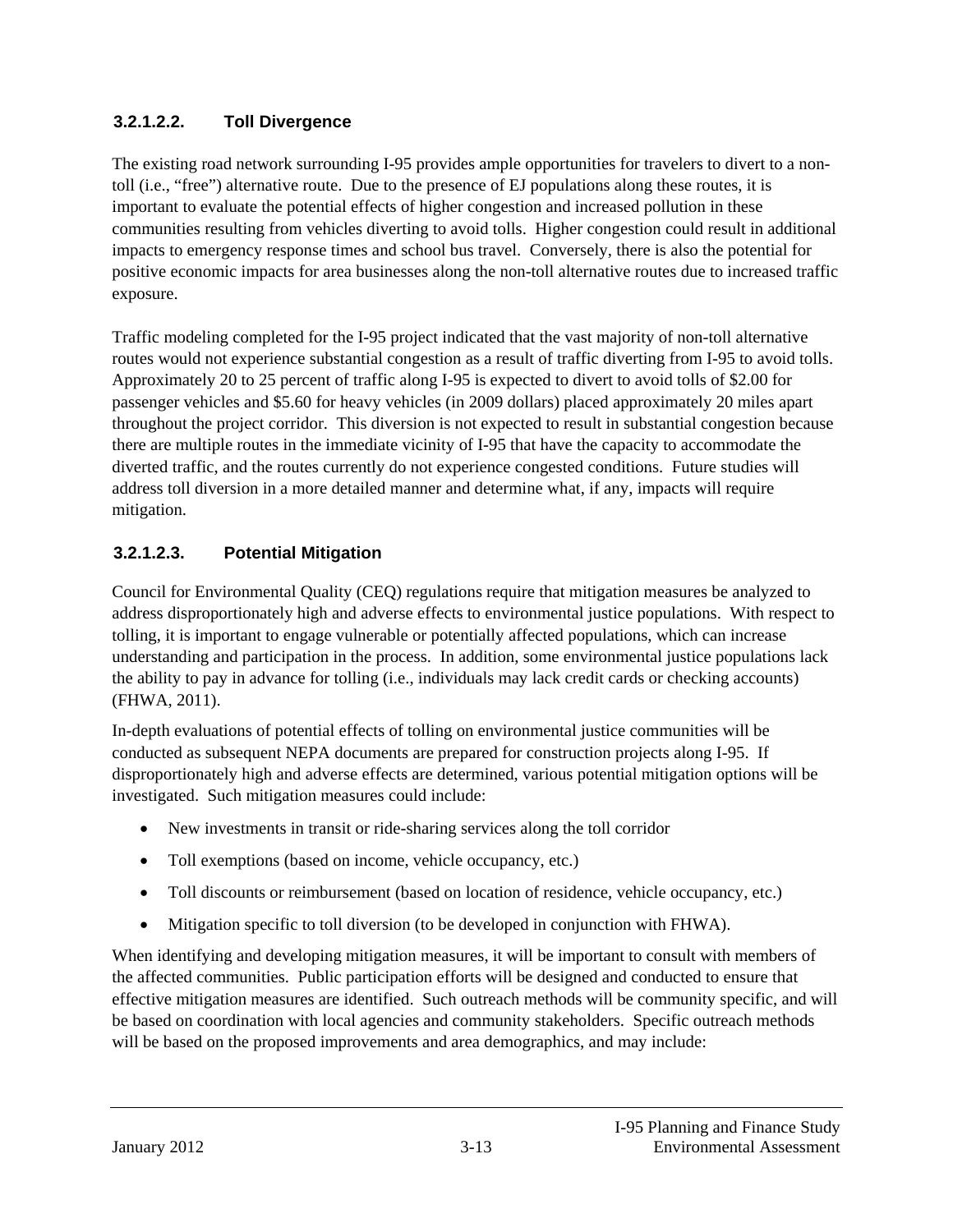#### 3.2.1.2.2. Toll Divergence

The existing road network surrounding I-95 provides ample opportunities for travelers to divert to a non-toll (i.e., "free") alternative route. Due to the presence of EJ populations along these routes, it is important to evaluate the potential effects of higher congestion and increased pollution in these communities resulting from vehicles diverting to avoid tolls. Higher congestion could result in additional impacts to emergency response times and school bus travel. Conversely, there is also the potential for positive economic impacts for area businesses along the non-toll alternative routes due to increased traffic exposure.

Traffic modeling completed for the I-95 project indicated that the vast majority of non-toll alternative routes would not experience substantial congestion as a result of traffic diverting from I-95 to avoid tolls. Approximately 20 to 25 percent of traffic along I-95 is expected to divert to avoid tolls of $2.00 for passenger vehicles and $5.60 for heavy vehicles (in 2009 dollars) placed approximately 20 miles apart throughout the project corridor. This diversion is not expected to result in substantial congestion because there are multiple routes in the immediate vicinity of I-95 that have the capacity to accommodate the diverted traffic, and the routes currently do not experience congested conditions. Future studies will address toll diversion in a more detailed manner and determine what, if any, impacts will require mitigation.

#### 3.2.1.2.3. Potential Mitigation

Council for Environmental Quality (CEQ) regulations require that mitigation measures be analyzed to address disproportionately high and adverse effects to environmental justice populations. With respect to tolling, it is important to engage vulnerable or potentially affected populations, which can increase understanding and participation in the process. In addition, some environmental justice populations lack the ability to pay in advance for tolling (i.e., individuals may lack credit cards or checking accounts) (FHWA, 2011).

In-depth evaluations of potential effects of tolling on environmental justice communities will be conducted as subsequent NEPA documents are prepared for construction projects along I-95. If disproportionately high and adverse effects are determined, various potential mitigation options will be investigated. Such mitigation measures could include:

- New investments in transit or ride-sharing services along the toll corridor
- Toll exemptions (based on income, vehicle occupancy, etc.)
- Toll discounts or reimbursement (based on location of residence, vehicle occupancy, etc.)
- Mitigation specific to toll diversion (to be developed in conjunction with FHWA).

When identifying and developing mitigation measures, it will be important to consult with members of the affected communities. Public participation efforts will be designed and conducted to ensure that effective mitigation measures are identified. Such outreach methods will be community specific, and will be based on coordination with local agencies and community stakeholders. Specific outreach methods will be based on the proposed improvements and area demographics, and may include: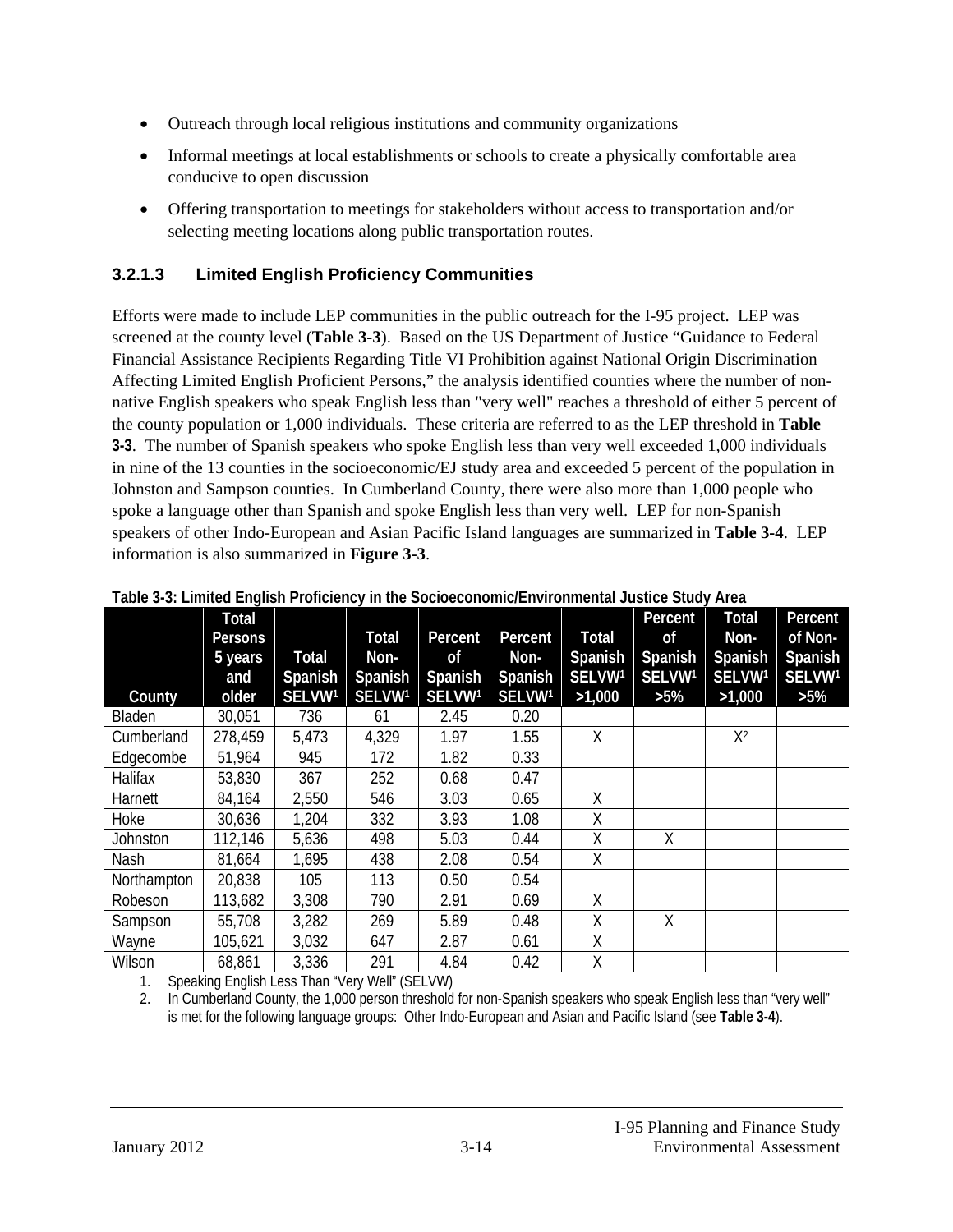- Outreach through local religious institutions and community organizations
- Informal meetings at local establishments or schools to create a physically comfortable area conducive to open discussion
- Offering transportation to meetings for stakeholders without access to transportation and/or selecting meeting locations along public transportation routes.

### 3.2.1.3 Limited English Proficiency Communities

Efforts were made to include LEP communities in the public outreach for the I-95 project. LEP was screened at the county level (**Table 3-3**). Based on the US Department of Justice "Guidance to Federal Financial Assistance Recipients Regarding Title VI Prohibition against National Origin Discrimination Affecting Limited English Proficient Persons," the analysis identified counties where the number of non-native English speakers who speak English less than "very well" reaches a threshold of either 5 percent of the county population or 1,000 individuals. These criteria are referred to as the LEP threshold in **Table 3-3**. The number of Spanish speakers who spoke English less than very well exceeded 1,000 individuals in nine of the 13 counties in the socioeconomic/EJ study area and exceeded 5 percent of the population in Johnston and Sampson counties. In Cumberland County, there were also more than 1,000 people who spoke a language other than Spanish and spoke English less than very well. LEP for non-Spanish speakers of other Indo-European and Asian Pacific Island languages are summarized in **Table 3-4**. LEP information is also summarized in **Figure 3-3**.

**Table 3-3: Limited English Proficiency in the Socioeconomic/Environmental Justice Study Area**

| County | Total Persons 5 years and older | Total Spanish SELVW[1] | Total Non-Spanish SELVW[1] | Percent of Spanish SELVW[1] | Percent Non-Spanish SELVW[1] | Total Spanish SELVW[1] >1,000 | Percent of Spanish SELVW[1] >5% | Total Non-Spanish SELVW[1] >1,000 | Percent of Non-Spanish SELVW[1] >5% |
|---|---|---|---|---|---|---|---|---|---|
| Bladen | 30,051 | 736 | 61 | 2.45 | 0.20 | | | | |
| Cumberland | 278,459 | 5,473 | 4,329 | 1.97 | 1.55 | X | | X[2] | |
| Edgecombe | 51,964 | 945 | 172 | 1.82 | 0.33 | | | | |
| Halifax | 53,830 | 367 | 252 | 0.68 | 0.47 | | | | |
| Harnett | 84,164 | 2,550 | 546 | 3.03 | 0.65 | X | | | |
| Hoke | 30,636 | 1,204 | 332 | 3.93 | 1.08 | X | | | |
| Johnston | 112,146 | 5,636 | 498 | 5.03 | 0.44 | X | X | | |
| Nash | 81,664 | 1,695 | 438 | 2.08 | 0.54 | X | | | |
| Northampton | 20,838 | 105 | 113 | 0.50 | 0.54 | | | | |
| Robeson | 113,682 | 3,308 | 790 | 2.91 | 0.69 | X | | | |
| Sampson | 55,708 | 3,282 | 269 | 5.89 | 0.48 | X | X | | |
| Wayne | 105,621 | 3,032 | 647 | 2.87 | 0.61 | X | | | |
| Wilson | 68,861 | 3,336 | 291 | 4.84 | 0.42 | X | | | |

1. Speaking English Less Than "Very Well" (SELVW)
2. In Cumberland County, the 1,000 person threshold for non-Spanish speakers who speak English less than "very well" is met for the following language groups: Other Indo-European and Asian and Pacific Island (see **Table 3-4**).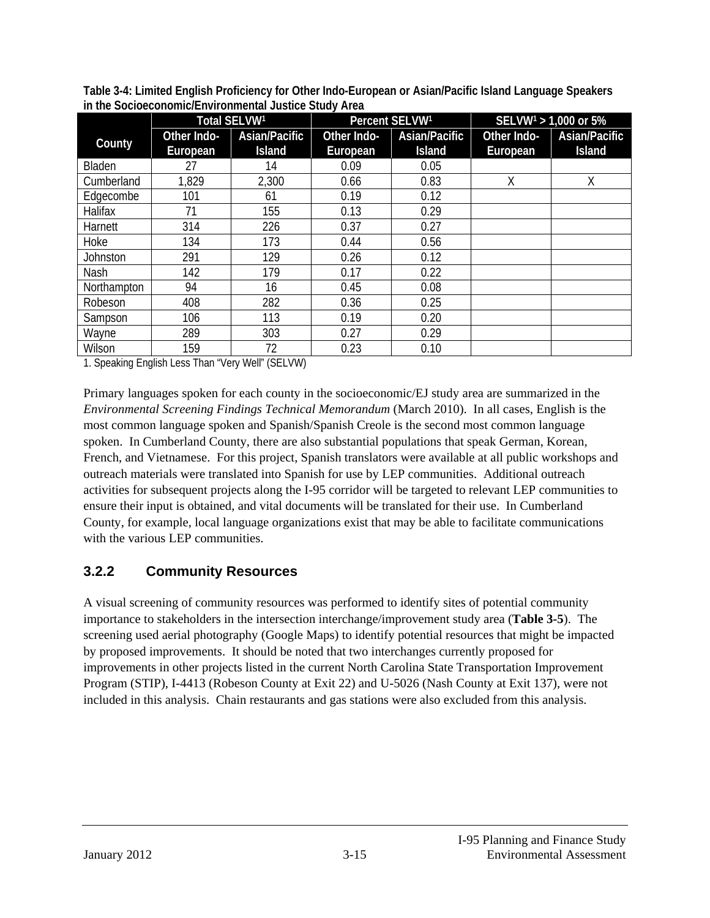**Table 3-4: Limited English Proficiency for Other Indo-European or Asian/Pacific Island Language Speakers in the Socioeconomic/Environmental Justice Study Area**

| County | Total SELVW[1] | | Percent SELVW[1] | | SELVW[1] > 1,000 or 5% | |
|---|---|---|---|---|---|---|
| | Other Indo-European | Asian/Pacific Island | Other Indo-European | Asian/Pacific Island | Other Indo-European | Asian/Pacific Island |
| Bladen | 27 | 14 | 0.09 | 0.05 | | |
| Cumberland | 1,829 | 2,300 | 0.66 | 0.83 | X | X |
| Edgecombe | 101 | 61 | 0.19 | 0.12 | | |
| Halifax | 71 | 155 | 0.13 | 0.29 | | |
| Harnett | 314 | 226 | 0.37 | 0.27 | | |
| Hoke | 134 | 173 | 0.44 | 0.56 | | |
| Johnston | 291 | 129 | 0.26 | 0.12 | | |
| Nash | 142 | 179 | 0.17 | 0.22 | | |
| Northampton | 94 | 16 | 0.45 | 0.08 | | |
| Robeson | 408 | 282 | 0.36 | 0.25 | | |
| Sampson | 106 | 113 | 0.19 | 0.20 | | |
| Wayne | 289 | 303 | 0.27 | 0.29 | | |
| Wilson | 159 | 72 | 0.23 | 0.10 | | |

1. Speaking English Less Than "Very Well" (SELVW)

Primary languages spoken for each county in the socioeconomic/EJ study area are summarized in the *Environmental Screening Findings Technical Memorandum* (March 2010). In all cases, English is the most common language spoken and Spanish/Spanish Creole is the second most common language spoken. In Cumberland County, there are also substantial populations that speak German, Korean, French, and Vietnamese. For this project, Spanish translators were available at all public workshops and outreach materials were translated into Spanish for use by LEP communities. Additional outreach activities for subsequent projects along the I-95 corridor will be targeted to relevant LEP communities to ensure their input is obtained, and vital documents will be translated for their use. In Cumberland County, for example, local language organizations exist that may be able to facilitate communications with the various LEP communities.

### 3.2.2 Community Resources

A visual screening of community resources was performed to identify sites of potential community importance to stakeholders in the intersection interchange/improvement study area (**Table 3-5**). The screening used aerial photography (Google Maps) to identify potential resources that might be impacted by proposed improvements. It should be noted that two interchanges currently proposed for improvements in other projects listed in the current North Carolina State Transportation Improvement Program (STIP), I-4413 (Robeson County at Exit 22) and U-5026 (Nash County at Exit 137), were not included in this analysis. Chain restaurants and gas stations were also excluded from this analysis.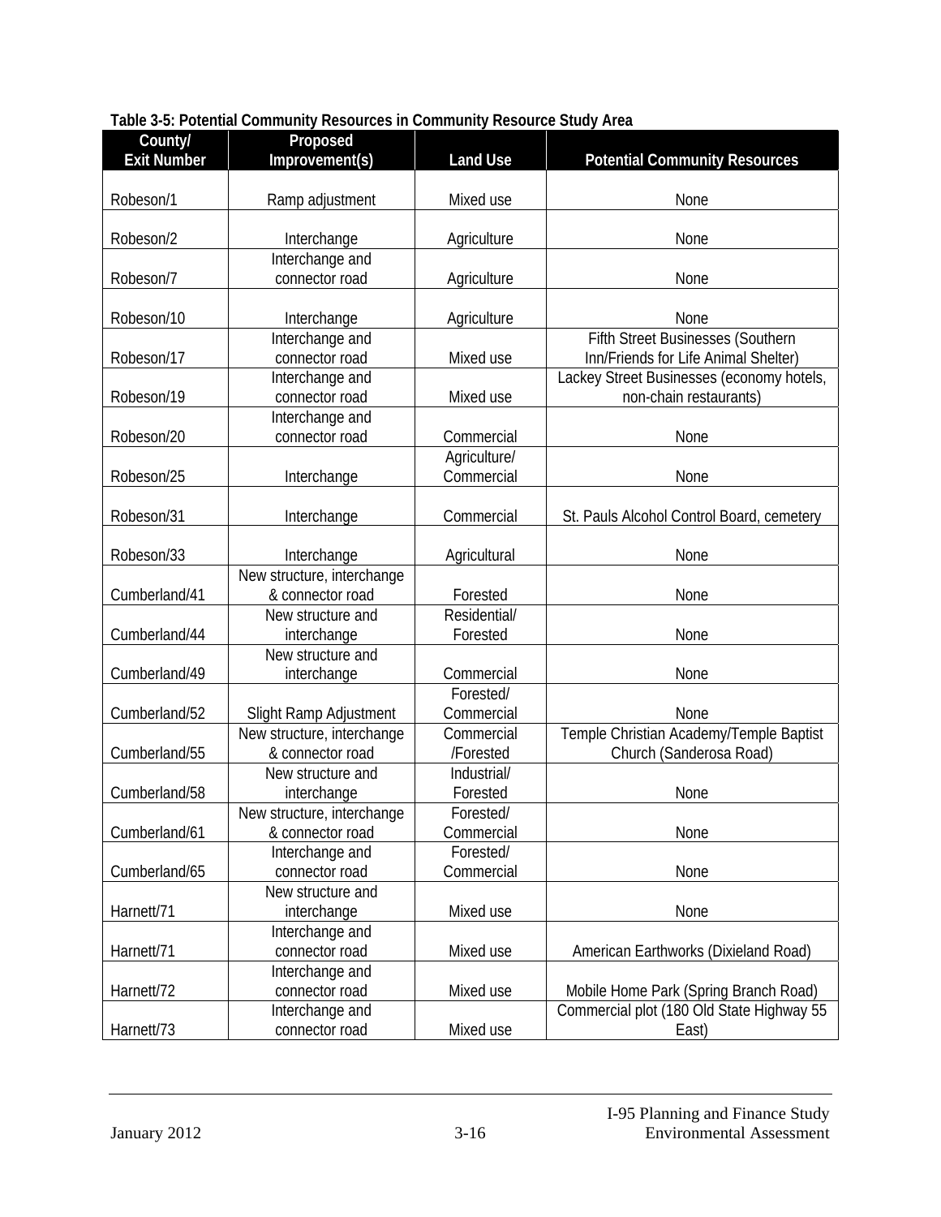**Table 3-5: Potential Community Resources in Community Resource Study Area**

| County/ Exit Number | Proposed Improvement(s) | Land Use | Potential Community Resources |
|---|---|---|---|
| Robeson/1 | Ramp adjustment | Mixed use | None |
| Robeson/2 | Interchange | Agriculture | None |
| Robeson/7 | Interchange and connector road | Agriculture | None |
| Robeson/10 | Interchange | Agriculture | None |
| Robeson/17 | Interchange and connector road | Mixed use | Fifth Street Businesses (Southern Inn/Friends for Life Animal Shelter) |
| Robeson/19 | Interchange and connector road | Mixed use | Lackey Street Businesses (economy hotels, non-chain restaurants) |
| Robeson/20 | Interchange and connector road | Commercial | None |
| Robeson/25 | Interchange | Agriculture/ Commercial | None |
| Robeson/31 | Interchange | Commercial | St. Pauls Alcohol Control Board, cemetery |
| Robeson/33 | Interchange | Agricultural | None |
| Cumberland/41 | New structure, interchange & connector road | Forested | None |
| Cumberland/44 | New structure and interchange | Residential/ Forested | None |
| Cumberland/49 | New structure and interchange | Commercial | None |
| Cumberland/52 | Slight Ramp Adjustment | Forested/ Commercial | None |
| Cumberland/55 | New structure, interchange & connector road | Commercial /Forested | Temple Christian Academy/Temple Baptist Church (Sanderosa Road) |
| Cumberland/58 | New structure and interchange | Industrial/ Forested | None |
| Cumberland/61 | New structure, interchange & connector road | Forested/ Commercial | None |
| Cumberland/65 | Interchange and connector road | Forested/ Commercial | None |
| Harnett/71 | New structure and interchange | Mixed use | None |
| Harnett/71 | Interchange and connector road | Mixed use | American Earthworks (Dixieland Road) |
| Harnett/72 | Interchange and connector road | Mixed use | Mobile Home Park (Spring Branch Road) |
| Harnett/73 | Interchange and connector road | Mixed use | Commercial plot (180 Old State Highway 55 East) |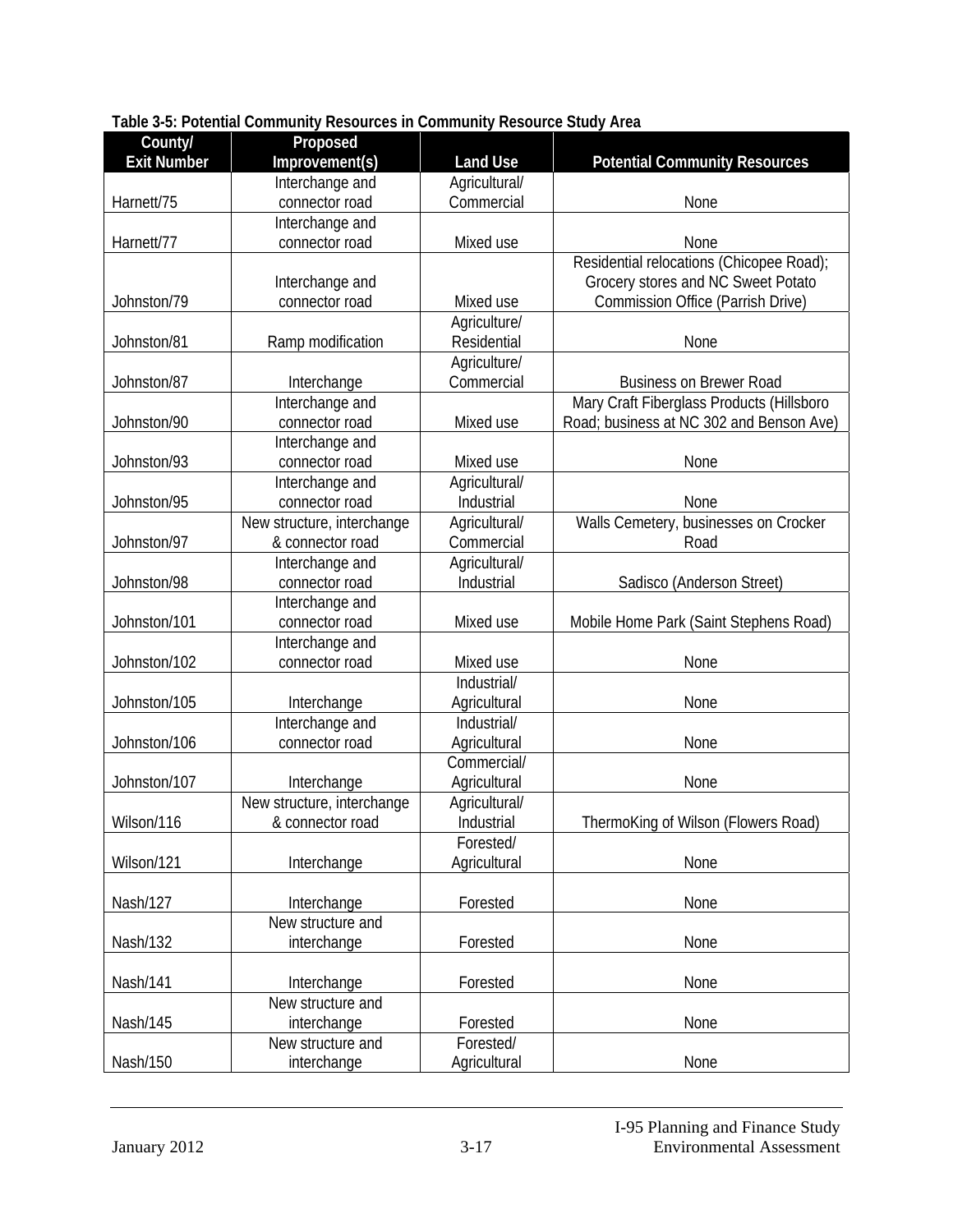**Table 3-5: Potential Community Resources in Community Resource Study Area**

| County/ Exit Number | Proposed Improvement(s) | Land Use | Potential Community Resources |
|---|---|---|---|
| Harnett/75 | Interchange and connector road | Agricultural/ Commercial | None |
| Harnett/77 | Interchange and connector road | Mixed use | None |
| Johnston/79 | Interchange and connector road | Mixed use | Residential relocations (Chicopee Road); Grocery stores and NC Sweet Potato Commission Office (Parrish Drive) |
| Johnston/81 | Ramp modification | Agriculture/ Residential | None |
| Johnston/87 | Interchange | Agriculture/ Commercial | Business on Brewer Road |
| Johnston/90 | Interchange and connector road | Mixed use | Mary Craft Fiberglass Products (Hillsboro Road; business at NC 302 and Benson Ave) |
| Johnston/93 | Interchange and connector road | Mixed use | None |
| Johnston/95 | Interchange and connector road | Agricultural/ Industrial | None |
| Johnston/97 | New structure, interchange & connector road | Agricultural/ Commercial | Walls Cemetery, businesses on Crocker Road |
| Johnston/98 | Interchange and connector road | Agricultural/ Industrial | Sadisco (Anderson Street) |
| Johnston/101 | Interchange and connector road | Mixed use | Mobile Home Park (Saint Stephens Road) |
| Johnston/102 | Interchange and connector road | Mixed use | None |
| Johnston/105 | Interchange | Industrial/ Agricultural | None |
| Johnston/106 | Interchange and connector road | Industrial/ Agricultural | None |
| Johnston/107 | Interchange | Commercial/ Agricultural | None |
| Wilson/116 | New structure, interchange & connector road | Agricultural/ Industrial | ThermoKing of Wilson (Flowers Road) |
| Wilson/121 | Interchange | Forested/ Agricultural | None |
| Nash/127 | Interchange | Forested | None |
| Nash/132 | New structure and interchange | Forested | None |
| Nash/141 | Interchange | Forested | None |
| Nash/145 | New structure and interchange | Forested | None |
| Nash/150 | New structure and interchange | Forested/ Agricultural | None |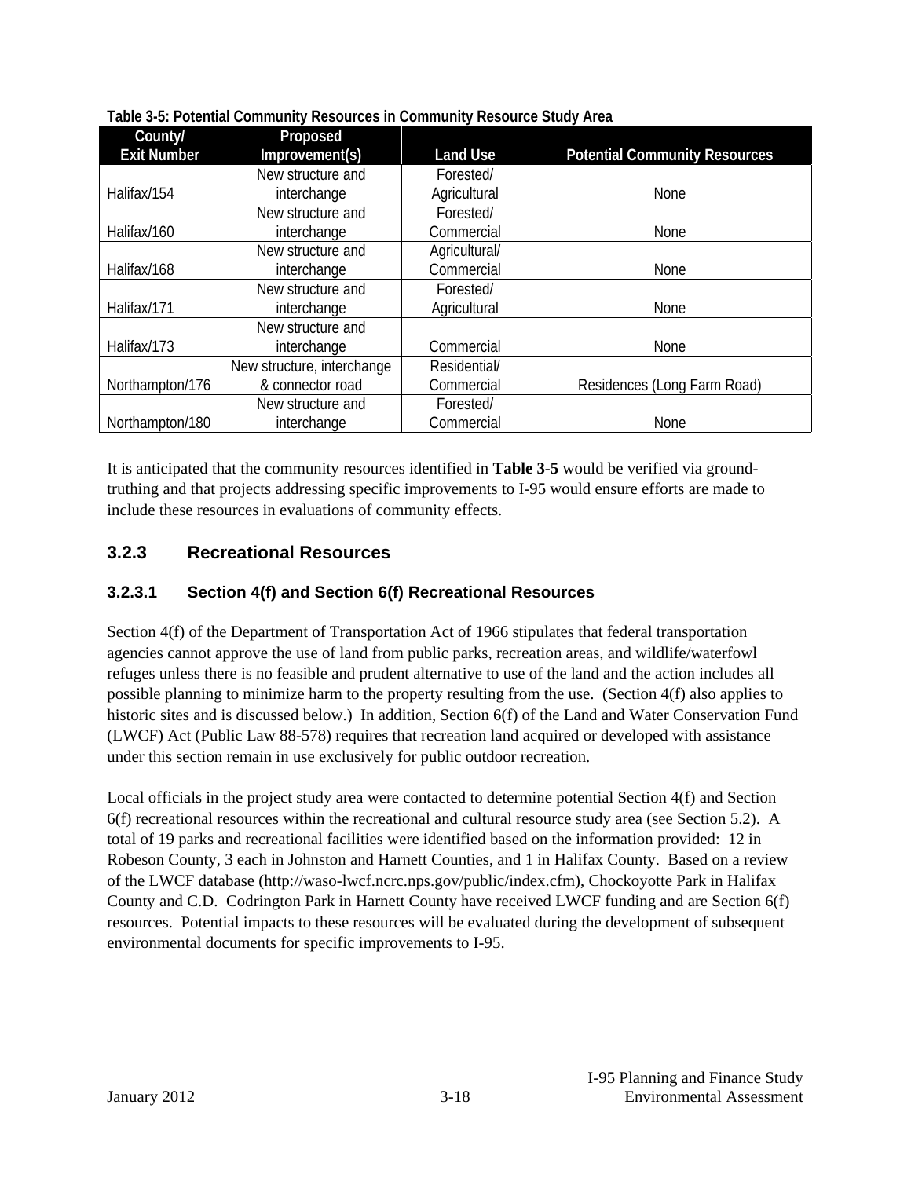**Table 3-5: Potential Community Resources in Community Resource Study Area**

| County/ Exit Number | Proposed Improvement(s) | Land Use | Potential Community Resources |
|---|---|---|---|
| Halifax/154 | New structure and interchange | Forested/ Agricultural | None |
| Halifax/160 | New structure and interchange | Forested/ Commercial | None |
| Halifax/168 | New structure and interchange | Agricultural/ Commercial | None |
| Halifax/171 | New structure and interchange | Forested/ Agricultural | None |
| Halifax/173 | New structure and interchange | Commercial | None |
| Northampton/176 | New structure, interchange & connector road | Residential/ Commercial | Residences (Long Farm Road) |
| Northampton/180 | New structure and interchange | Forested/ Commercial | None |

It is anticipated that the community resources identified in **Table 3-5** would be verified via ground-truthing and that projects addressing specific improvements to I-95 would ensure efforts are made to include these resources in evaluations of community effects.

## 3.2.3 Recreational Resources

### 3.2.3.1 Section 4(f) and Section 6(f) Recreational Resources

Section 4(f) of the Department of Transportation Act of 1966 stipulates that federal transportation agencies cannot approve the use of land from public parks, recreation areas, and wildlife/waterfowl refuges unless there is no feasible and prudent alternative to use of the land and the action includes all possible planning to minimize harm to the property resulting from the use. (Section 4(f) also applies to historic sites and is discussed below.) In addition, Section 6(f) of the Land and Water Conservation Fund (LWCF) Act (Public Law 88-578) requires that recreation land acquired or developed with assistance under this section remain in use exclusively for public outdoor recreation.

Local officials in the project study area were contacted to determine potential Section 4(f) and Section 6(f) recreational resources within the recreational and cultural resource study area (see Section 5.2). A total of 19 parks and recreational facilities were identified based on the information provided: 12 in Robeson County, 3 each in Johnston and Harnett Counties, and 1 in Halifax County. Based on a review of the LWCF database (http://waso-lwcf.ncrc.nps.gov/public/index.cfm), Chockoyotte Park in Halifax County and C.D. Codrington Park in Harnett County have received LWCF funding and are Section 6(f) resources. Potential impacts to these resources will be evaluated during the development of subsequent environmental documents for specific improvements to I-95.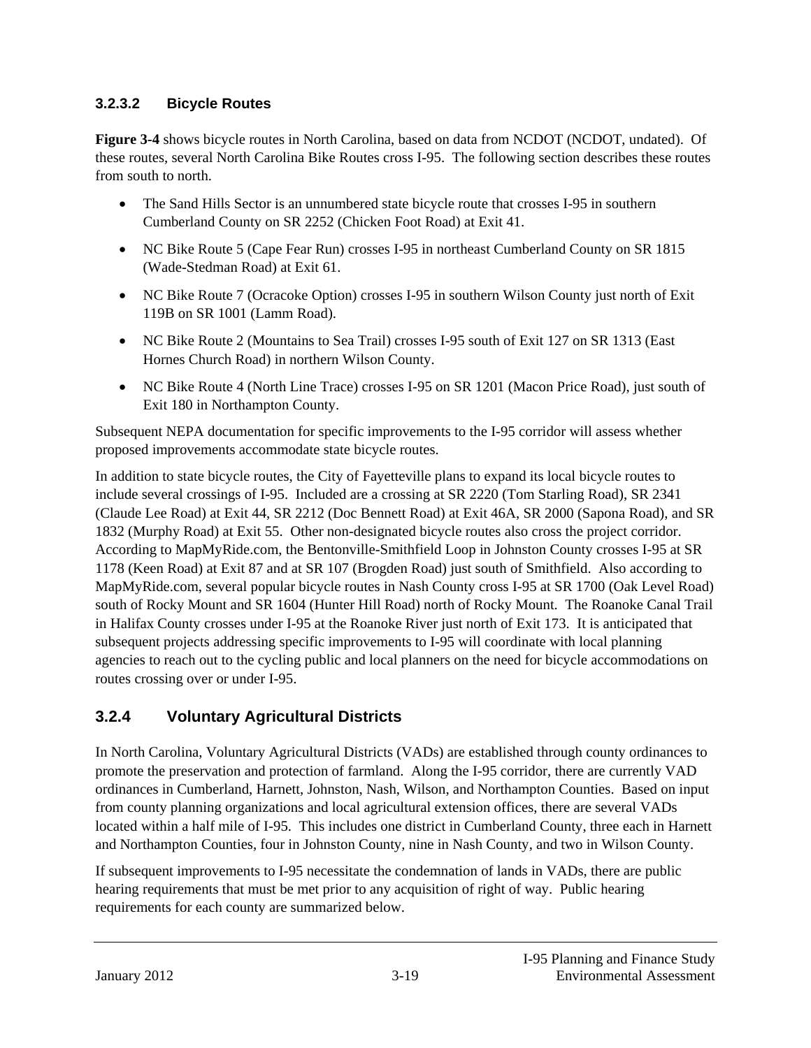#### 3.2.3.2 Bicycle Routes

**Figure 3-4** shows bicycle routes in North Carolina, based on data from NCDOT (NCDOT, undated). Of these routes, several North Carolina Bike Routes cross I-95. The following section describes these routes from south to north.

- The Sand Hills Sector is an unnumbered state bicycle route that crosses I-95 in southern Cumberland County on SR 2252 (Chicken Foot Road) at Exit 41.
- NC Bike Route 5 (Cape Fear Run) crosses I-95 in northeast Cumberland County on SR 1815 (Wade-Stedman Road) at Exit 61.
- NC Bike Route 7 (Ocracoke Option) crosses I-95 in southern Wilson County just north of Exit 119B on SR 1001 (Lamm Road).
- NC Bike Route 2 (Mountains to Sea Trail) crosses I-95 south of Exit 127 on SR 1313 (East Hornes Church Road) in northern Wilson County.
- NC Bike Route 4 (North Line Trace) crosses I-95 on SR 1201 (Macon Price Road), just south of Exit 180 in Northampton County.

Subsequent NEPA documentation for specific improvements to the I-95 corridor will assess whether proposed improvements accommodate state bicycle routes.

In addition to state bicycle routes, the City of Fayetteville plans to expand its local bicycle routes to include several crossings of I-95. Included are a crossing at SR 2220 (Tom Starling Road), SR 2341 (Claude Lee Road) at Exit 44, SR 2212 (Doc Bennett Road) at Exit 46A, SR 2000 (Sapona Road), and SR 1832 (Murphy Road) at Exit 55. Other non-designated bicycle routes also cross the project corridor. According to MapMyRide.com, the Bentonville-Smithfield Loop in Johnston County crosses I-95 at SR 1178 (Keen Road) at Exit 87 and at SR 107 (Brogden Road) just south of Smithfield. Also according to MapMyRide.com, several popular bicycle routes in Nash County cross I-95 at SR 1700 (Oak Level Road) south of Rocky Mount and SR 1604 (Hunter Hill Road) north of Rocky Mount. The Roanoke Canal Trail in Halifax County crosses under I-95 at the Roanoke River just north of Exit 173. It is anticipated that subsequent projects addressing specific improvements to I-95 will coordinate with local planning agencies to reach out to the cycling public and local planners on the need for bicycle accommodations on routes crossing over or under I-95.

### 3.2.4 Voluntary Agricultural Districts

In North Carolina, Voluntary Agricultural Districts (VADs) are established through county ordinances to promote the preservation and protection of farmland. Along the I-95 corridor, there are currently VAD ordinances in Cumberland, Harnett, Johnston, Nash, Wilson, and Northampton Counties. Based on input from county planning organizations and local agricultural extension offices, there are several VADs located within a half mile of I-95. This includes one district in Cumberland County, three each in Harnett and Northampton Counties, four in Johnston County, nine in Nash County, and two in Wilson County.

If subsequent improvements to I-95 necessitate the condemnation of lands in VADs, there are public hearing requirements that must be met prior to any acquisition of right of way. Public hearing requirements for each county are summarized below.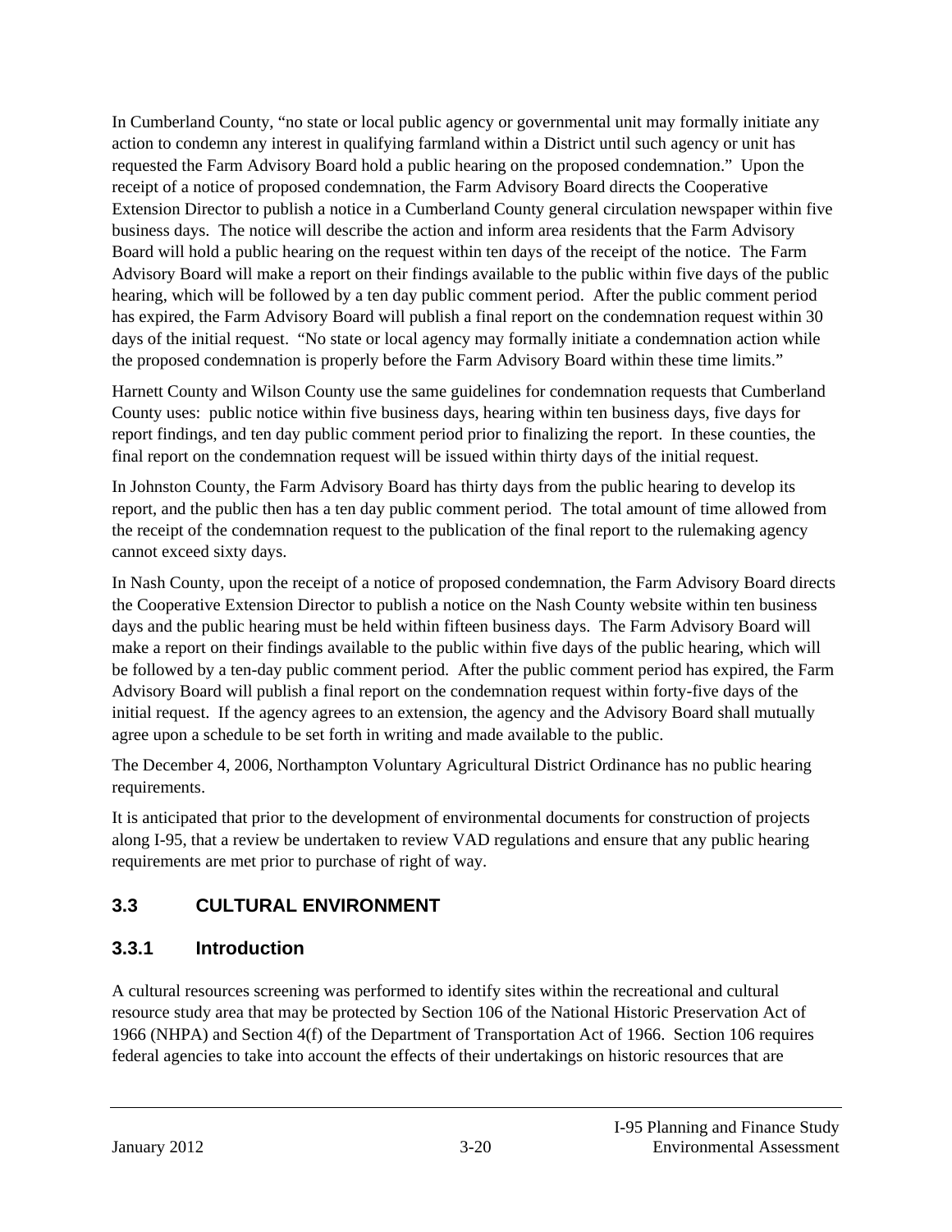In Cumberland County, "no state or local public agency or governmental unit may formally initiate any action to condemn any interest in qualifying farmland within a District until such agency or unit has requested the Farm Advisory Board hold a public hearing on the proposed condemnation." Upon the receipt of a notice of proposed condemnation, the Farm Advisory Board directs the Cooperative Extension Director to publish a notice in a Cumberland County general circulation newspaper within five business days. The notice will describe the action and inform area residents that the Farm Advisory Board will hold a public hearing on the request within ten days of the receipt of the notice. The Farm Advisory Board will make a report on their findings available to the public within five days of the public hearing, which will be followed by a ten day public comment period. After the public comment period has expired, the Farm Advisory Board will publish a final report on the condemnation request within 30 days of the initial request. "No state or local agency may formally initiate a condemnation action while the proposed condemnation is properly before the Farm Advisory Board within these time limits."

Harnett County and Wilson County use the same guidelines for condemnation requests that Cumberland County uses: public notice within five business days, hearing within ten business days, five days for report findings, and ten day public comment period prior to finalizing the report. In these counties, the final report on the condemnation request will be issued within thirty days of the initial request.

In Johnston County, the Farm Advisory Board has thirty days from the public hearing to develop its report, and the public then has a ten day public comment period. The total amount of time allowed from the receipt of the condemnation request to the publication of the final report to the rulemaking agency cannot exceed sixty days.

In Nash County, upon the receipt of a notice of proposed condemnation, the Farm Advisory Board directs the Cooperative Extension Director to publish a notice on the Nash County website within ten business days and the public hearing must be held within fifteen business days. The Farm Advisory Board will make a report on their findings available to the public within five days of the public hearing, which will be followed by a ten-day public comment period. After the public comment period has expired, the Farm Advisory Board will publish a final report on the condemnation request within forty-five days of the initial request. If the agency agrees to an extension, the agency and the Advisory Board shall mutually agree upon a schedule to be set forth in writing and made available to the public.

The December 4, 2006, Northampton Voluntary Agricultural District Ordinance has no public hearing requirements.

It is anticipated that prior to the development of environmental documents for construction of projects along I-95, that a review be undertaken to review VAD regulations and ensure that any public hearing requirements are met prior to purchase of right of way.

## 3.3 CULTURAL ENVIRONMENT

### 3.3.1 Introduction

A cultural resources screening was performed to identify sites within the recreational and cultural resource study area that may be protected by Section 106 of the National Historic Preservation Act of 1966 (NHPA) and Section 4(f) of the Department of Transportation Act of 1966. Section 106 requires federal agencies to take into account the effects of their undertakings on historic resources that are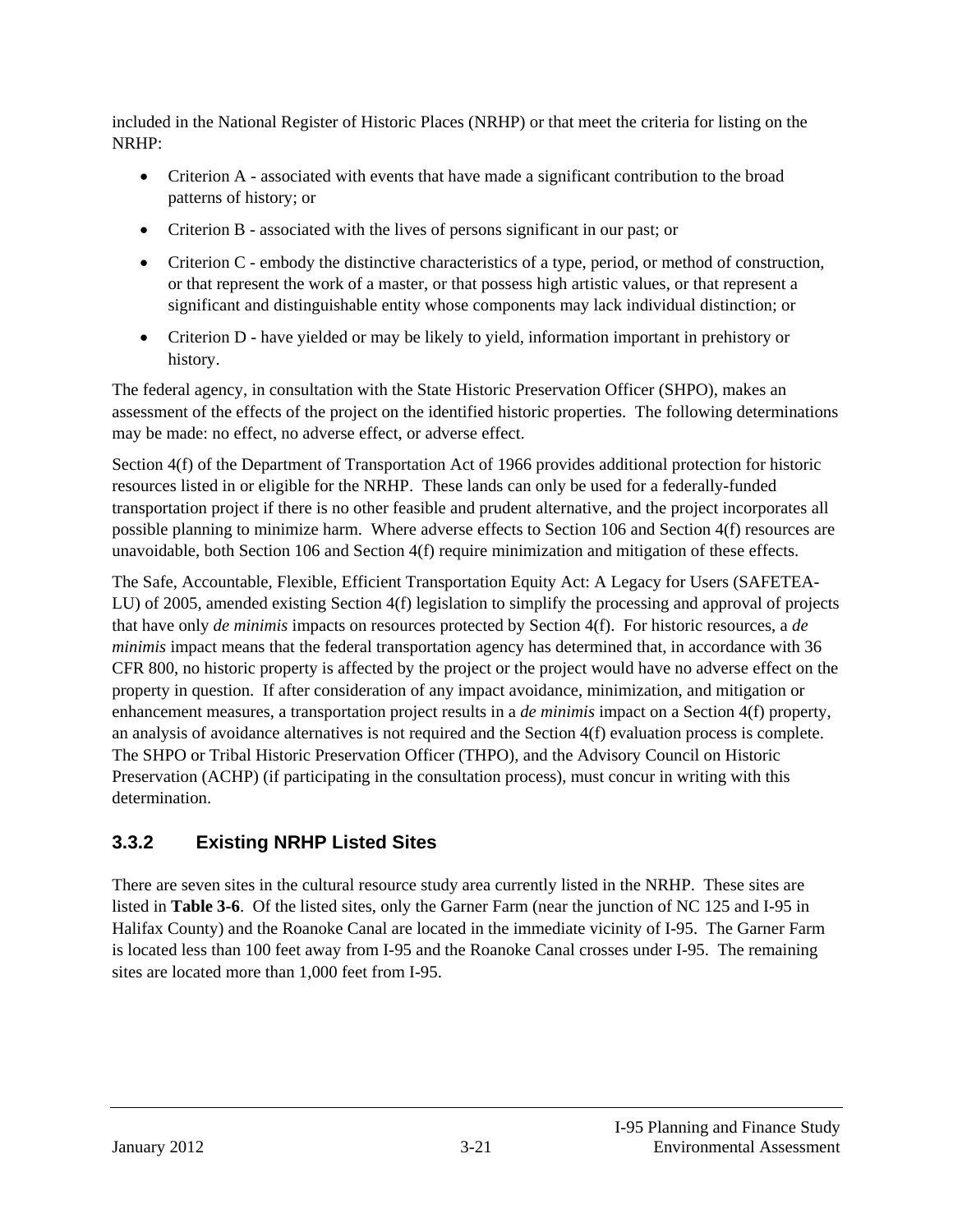included in the National Register of Historic Places (NRHP) or that meet the criteria for listing on the NRHP:

- Criterion A - associated with events that have made a significant contribution to the broad patterns of history; or
- Criterion B - associated with the lives of persons significant in our past; or
- Criterion C - embody the distinctive characteristics of a type, period, or method of construction, or that represent the work of a master, or that possess high artistic values, or that represent a significant and distinguishable entity whose components may lack individual distinction; or
- Criterion D - have yielded or may be likely to yield, information important in prehistory or history.

The federal agency, in consultation with the State Historic Preservation Officer (SHPO), makes an assessment of the effects of the project on the identified historic properties. The following determinations may be made: no effect, no adverse effect, or adverse effect.

Section 4(f) of the Department of Transportation Act of 1966 provides additional protection for historic resources listed in or eligible for the NRHP. These lands can only be used for a federally-funded transportation project if there is no other feasible and prudent alternative, and the project incorporates all possible planning to minimize harm. Where adverse effects to Section 106 and Section 4(f) resources are unavoidable, both Section 106 and Section 4(f) require minimization and mitigation of these effects.

The Safe, Accountable, Flexible, Efficient Transportation Equity Act: A Legacy for Users (SAFETEA-LU) of 2005, amended existing Section 4(f) legislation to simplify the processing and approval of projects that have only *de minimis* impacts on resources protected by Section 4(f). For historic resources, a *de minimis* impact means that the federal transportation agency has determined that, in accordance with 36 CFR 800, no historic property is affected by the project or the project would have no adverse effect on the property in question. If after consideration of any impact avoidance, minimization, and mitigation or enhancement measures, a transportation project results in a *de minimis* impact on a Section 4(f) property, an analysis of avoidance alternatives is not required and the Section 4(f) evaluation process is complete. The SHPO or Tribal Historic Preservation Officer (THPO), and the Advisory Council on Historic Preservation (ACHP) (if participating in the consultation process), must concur in writing with this determination.

### 3.3.2 Existing NRHP Listed Sites

There are seven sites in the cultural resource study area currently listed in the NRHP. These sites are listed in **Table 3-6**. Of the listed sites, only the Garner Farm (near the junction of NC 125 and I-95 in Halifax County) and the Roanoke Canal are located in the immediate vicinity of I-95. The Garner Farm is located less than 100 feet away from I-95 and the Roanoke Canal crosses under I-95. The remaining sites are located more than 1,000 feet from I-95.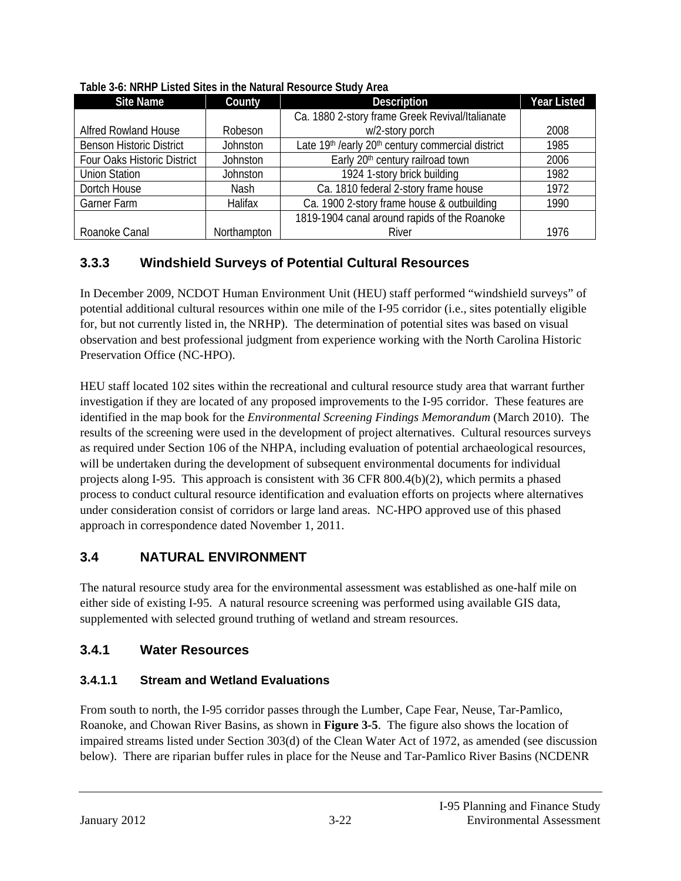**Table 3-6: NRHP Listed Sites in the Natural Resource Study Area**

| Site Name | County | Description | Year Listed |
|---|---|---|---|
| Alfred Rowland House | Robeson | Ca. 1880 2-story frame Greek Revival/Italianate w/2-story porch | 2008 |
| Benson Historic District | Johnston | Late 19th /early 20th century commercial district | 1985 |
| Four Oaks Historic District | Johnston | Early 20th century railroad town | 2006 |
| Union Station | Johnston | 1924 1-story brick building | 1982 |
| Dortch House | Nash | Ca. 1810 federal 2-story frame house | 1972 |
| Garner Farm | Halifax | Ca. 1900 2-story frame house & outbuilding | 1990 |
| Roanoke Canal | Northampton | 1819-1904 canal around rapids of the Roanoke River | 1976 |

### 3.3.3 Windshield Surveys of Potential Cultural Resources

In December 2009, NCDOT Human Environment Unit (HEU) staff performed "windshield surveys" of potential additional cultural resources within one mile of the I-95 corridor (i.e., sites potentially eligible for, but not currently listed in, the NRHP). The determination of potential sites was based on visual observation and best professional judgment from experience working with the North Carolina Historic Preservation Office (NC-HPO).

HEU staff located 102 sites within the recreational and cultural resource study area that warrant further investigation if they are located of any proposed improvements to the I-95 corridor. These features are identified in the map book for the *Environmental Screening Findings Memorandum* (March 2010). The results of the screening were used in the development of project alternatives. Cultural resources surveys as required under Section 106 of the NHPA, including evaluation of potential archaeological resources, will be undertaken during the development of subsequent environmental documents for individual projects along I-95. This approach is consistent with 36 CFR 800.4(b)(2), which permits a phased process to conduct cultural resource identification and evaluation efforts on projects where alternatives under consideration consist of corridors or large land areas. NC-HPO approved use of this phased approach in correspondence dated November 1, 2011.

## 3.4 NATURAL ENVIRONMENT

The natural resource study area for the environmental assessment was established as one-half mile on either side of existing I-95. A natural resource screening was performed using available GIS data, supplemented with selected ground truthing of wetland and stream resources.

### 3.4.1 Water Resources

#### 3.4.1.1 Stream and Wetland Evaluations

From south to north, the I-95 corridor passes through the Lumber, Cape Fear, Neuse, Tar-Pamlico, Roanoke, and Chowan River Basins, as shown in **Figure 3-5**. The figure also shows the location of impaired streams listed under Section 303(d) of the Clean Water Act of 1972, as amended (see discussion below). There are riparian buffer rules in place for the Neuse and Tar-Pamlico River Basins (NCDENR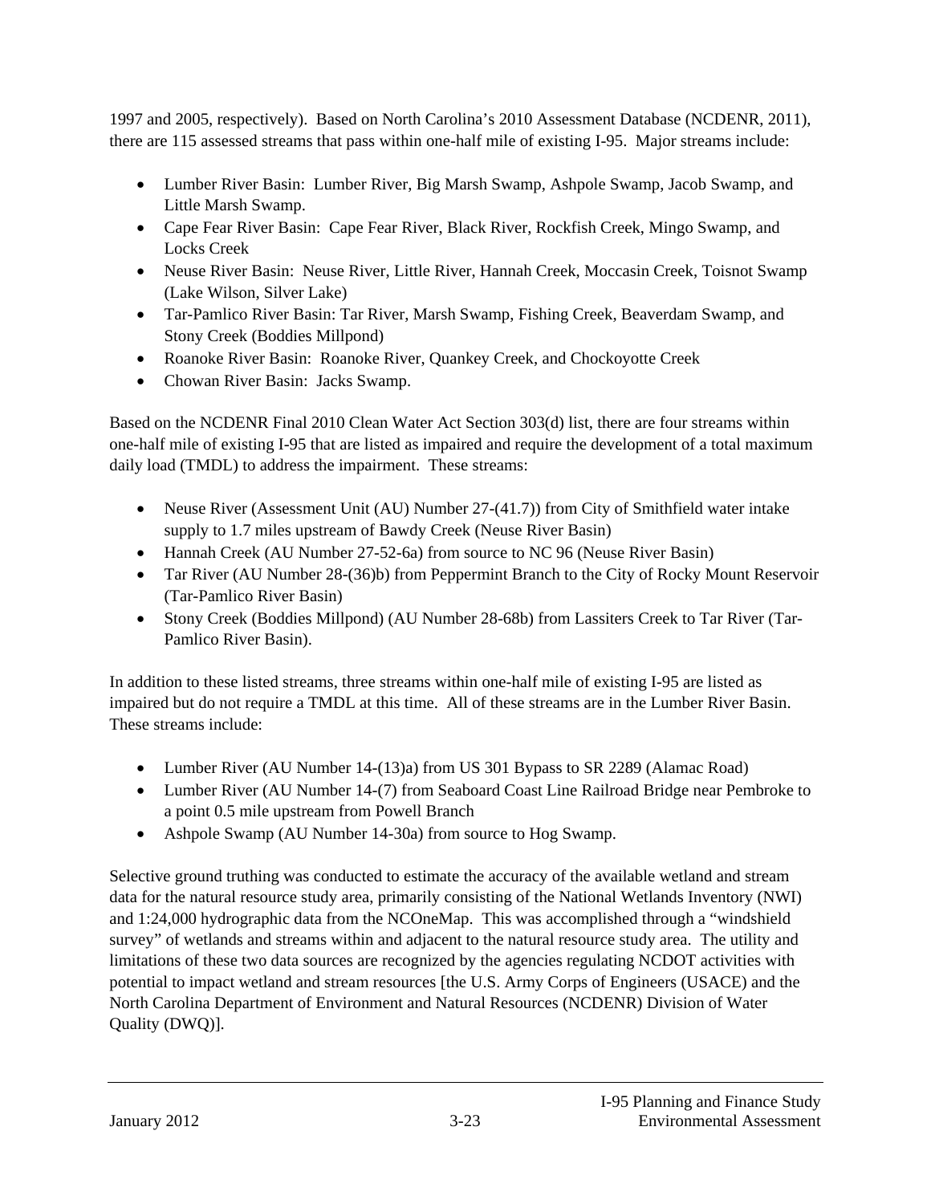1997 and 2005, respectively). Based on North Carolina's 2010 Assessment Database (NCDENR, 2011), there are 115 assessed streams that pass within one-half mile of existing I-95. Major streams include:

- Lumber River Basin: Lumber River, Big Marsh Swamp, Ashpole Swamp, Jacob Swamp, and Little Marsh Swamp.
- Cape Fear River Basin: Cape Fear River, Black River, Rockfish Creek, Mingo Swamp, and Locks Creek
- Neuse River Basin: Neuse River, Little River, Hannah Creek, Moccasin Creek, Toisnot Swamp (Lake Wilson, Silver Lake)
- Tar-Pamlico River Basin: Tar River, Marsh Swamp, Fishing Creek, Beaverdam Swamp, and Stony Creek (Boddies Millpond)
- Roanoke River Basin: Roanoke River, Quankey Creek, and Chockoyotte Creek
- Chowan River Basin: Jacks Swamp.

Based on the NCDENR Final 2010 Clean Water Act Section 303(d) list, there are four streams within one-half mile of existing I-95 that are listed as impaired and require the development of a total maximum daily load (TMDL) to address the impairment. These streams:

- Neuse River (Assessment Unit (AU) Number 27-(41.7)) from City of Smithfield water intake supply to 1.7 miles upstream of Bawdy Creek (Neuse River Basin)
- Hannah Creek (AU Number 27-52-6a) from source to NC 96 (Neuse River Basin)
- Tar River (AU Number 28-(36)b) from Peppermint Branch to the City of Rocky Mount Reservoir (Tar-Pamlico River Basin)
- Stony Creek (Boddies Millpond) (AU Number 28-68b) from Lassiters Creek to Tar River (Tar-Pamlico River Basin).

In addition to these listed streams, three streams within one-half mile of existing I-95 are listed as impaired but do not require a TMDL at this time. All of these streams are in the Lumber River Basin. These streams include:

- Lumber River (AU Number 14-(13)a) from US 301 Bypass to SR 2289 (Alamac Road)
- Lumber River (AU Number 14-(7) from Seaboard Coast Line Railroad Bridge near Pembroke to a point 0.5 mile upstream from Powell Branch
- Ashpole Swamp (AU Number 14-30a) from source to Hog Swamp.

Selective ground truthing was conducted to estimate the accuracy of the available wetland and stream data for the natural resource study area, primarily consisting of the National Wetlands Inventory (NWI) and 1:24,000 hydrographic data from the NCOneMap. This was accomplished through a "windshield survey" of wetlands and streams within and adjacent to the natural resource study area. The utility and limitations of these two data sources are recognized by the agencies regulating NCDOT activities with potential to impact wetland and stream resources [the U.S. Army Corps of Engineers (USACE) and the North Carolina Department of Environment and Natural Resources (NCDENR) Division of Water Quality (DWQ)].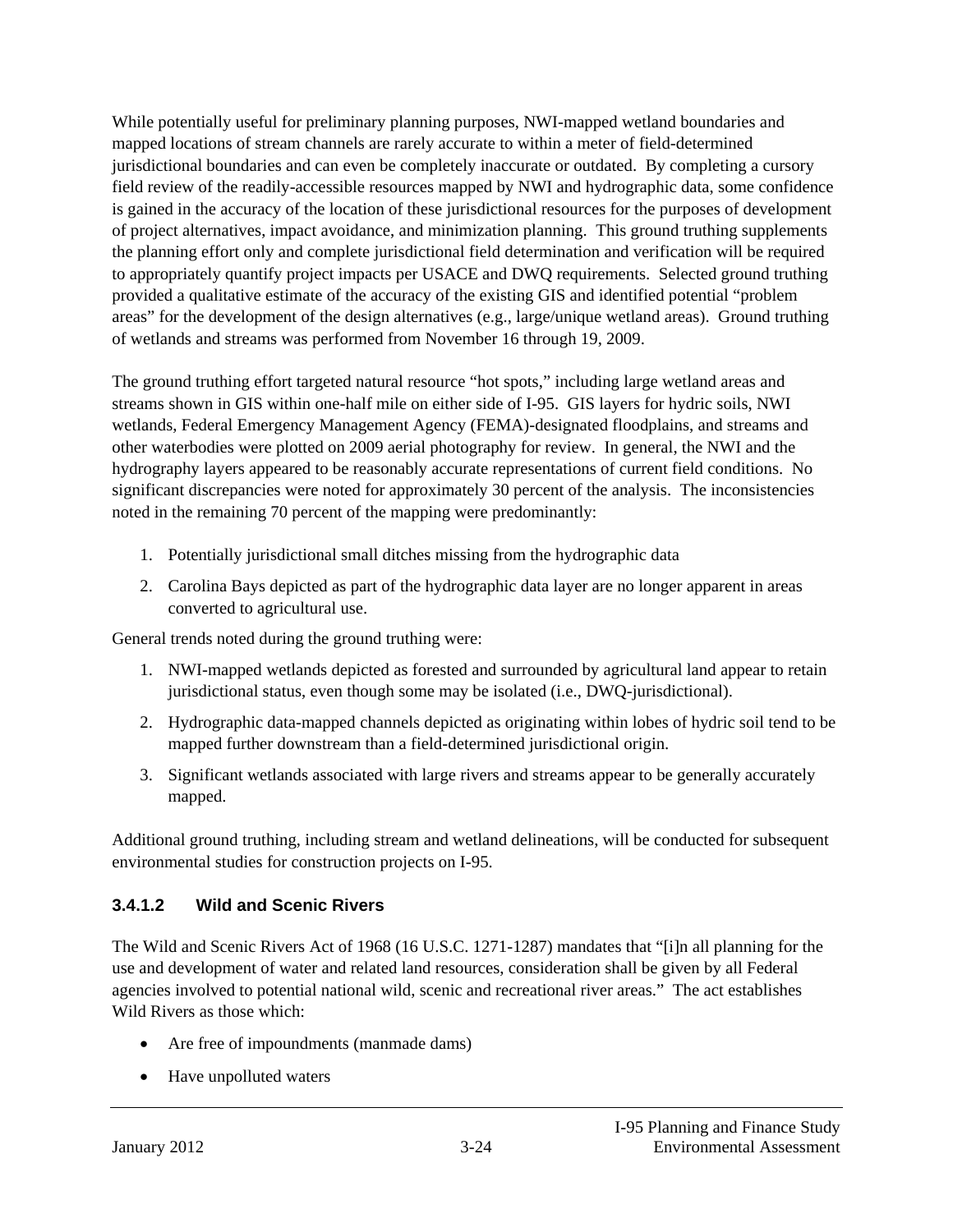While potentially useful for preliminary planning purposes, NWI-mapped wetland boundaries and mapped locations of stream channels are rarely accurate to within a meter of field-determined jurisdictional boundaries and can even be completely inaccurate or outdated. By completing a cursory field review of the readily-accessible resources mapped by NWI and hydrographic data, some confidence is gained in the accuracy of the location of these jurisdictional resources for the purposes of development of project alternatives, impact avoidance, and minimization planning. This ground truthing supplements the planning effort only and complete jurisdictional field determination and verification will be required to appropriately quantify project impacts per USACE and DWQ requirements. Selected ground truthing provided a qualitative estimate of the accuracy of the existing GIS and identified potential "problem areas" for the development of the design alternatives (e.g., large/unique wetland areas). Ground truthing of wetlands and streams was performed from November 16 through 19, 2009.

The ground truthing effort targeted natural resource "hot spots," including large wetland areas and streams shown in GIS within one-half mile on either side of I-95. GIS layers for hydric soils, NWI wetlands, Federal Emergency Management Agency (FEMA)-designated floodplains, and streams and other waterbodies were plotted on 2009 aerial photography for review. In general, the NWI and the hydrography layers appeared to be reasonably accurate representations of current field conditions. No significant discrepancies were noted for approximately 30 percent of the analysis. The inconsistencies noted in the remaining 70 percent of the mapping were predominantly:

1. Potentially jurisdictional small ditches missing from the hydrographic data
2. Carolina Bays depicted as part of the hydrographic data layer are no longer apparent in areas converted to agricultural use.

General trends noted during the ground truthing were:

1. NWI-mapped wetlands depicted as forested and surrounded by agricultural land appear to retain jurisdictional status, even though some may be isolated (i.e., DWQ-jurisdictional).
2. Hydrographic data-mapped channels depicted as originating within lobes of hydric soil tend to be mapped further downstream than a field-determined jurisdictional origin.
3. Significant wetlands associated with large rivers and streams appear to be generally accurately mapped.

Additional ground truthing, including stream and wetland delineations, will be conducted for subsequent environmental studies for construction projects on I-95.

#### 3.4.1.2 Wild and Scenic Rivers

The Wild and Scenic Rivers Act of 1968 (16 U.S.C. 1271-1287) mandates that "[i]n all planning for the use and development of water and related land resources, consideration shall be given by all Federal agencies involved to potential national wild, scenic and recreational river areas." The act establishes Wild Rivers as those which:

- Are free of impoundments (manmade dams)
- Have unpolluted waters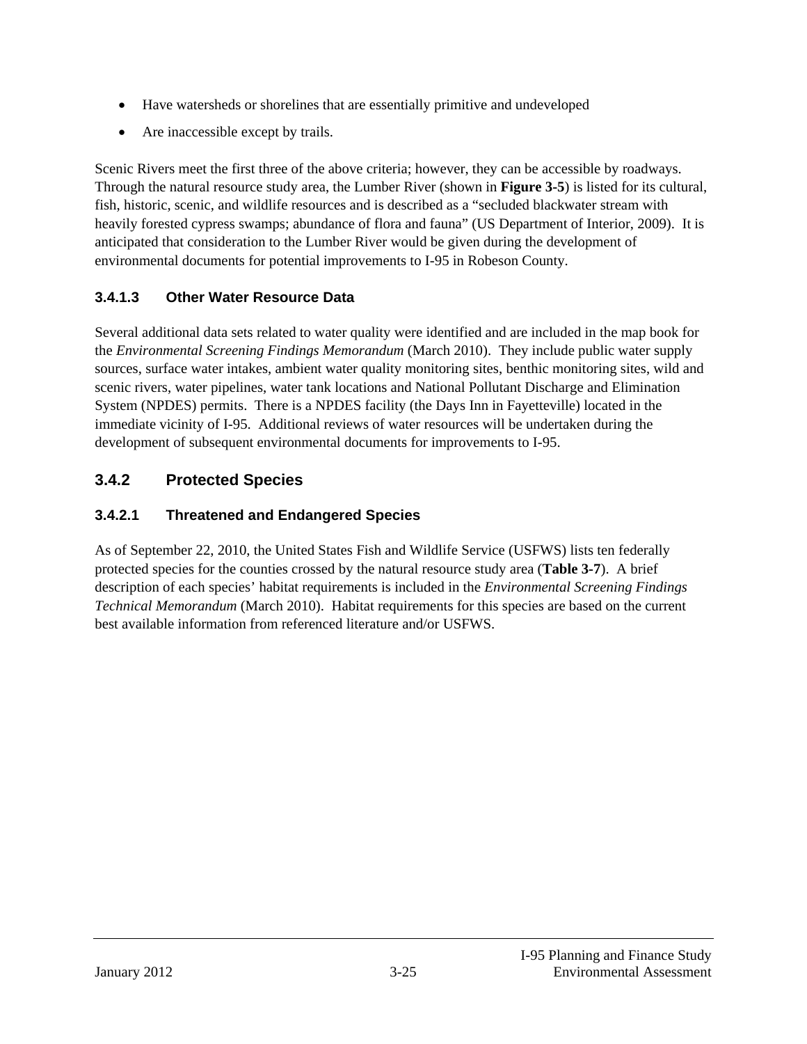- Have watersheds or shorelines that are essentially primitive and undeveloped
- Are inaccessible except by trails.

Scenic Rivers meet the first three of the above criteria; however, they can be accessible by roadways. Through the natural resource study area, the Lumber River (shown in **Figure 3-5**) is listed for its cultural, fish, historic, scenic, and wildlife resources and is described as a "secluded blackwater stream with heavily forested cypress swamps; abundance of flora and fauna" (US Department of Interior, 2009). It is anticipated that consideration to the Lumber River would be given during the development of environmental documents for potential improvements to I-95 in Robeson County.

#### 3.4.1.3 Other Water Resource Data

Several additional data sets related to water quality were identified and are included in the map book for the *Environmental Screening Findings Memorandum* (March 2010). They include public water supply sources, surface water intakes, ambient water quality monitoring sites, benthic monitoring sites, wild and scenic rivers, water pipelines, water tank locations and National Pollutant Discharge and Elimination System (NPDES) permits. There is a NPDES facility (the Days Inn in Fayetteville) located in the immediate vicinity of I-95. Additional reviews of water resources will be undertaken during the development of subsequent environmental documents for improvements to I-95.

### 3.4.2 Protected Species

#### 3.4.2.1 Threatened and Endangered Species

As of September 22, 2010, the United States Fish and Wildlife Service (USFWS) lists ten federally protected species for the counties crossed by the natural resource study area (**Table 3-7**). A brief description of each species' habitat requirements is included in the *Environmental Screening Findings Technical Memorandum* (March 2010). Habitat requirements for this species are based on the current best available information from referenced literature and/or USFWS.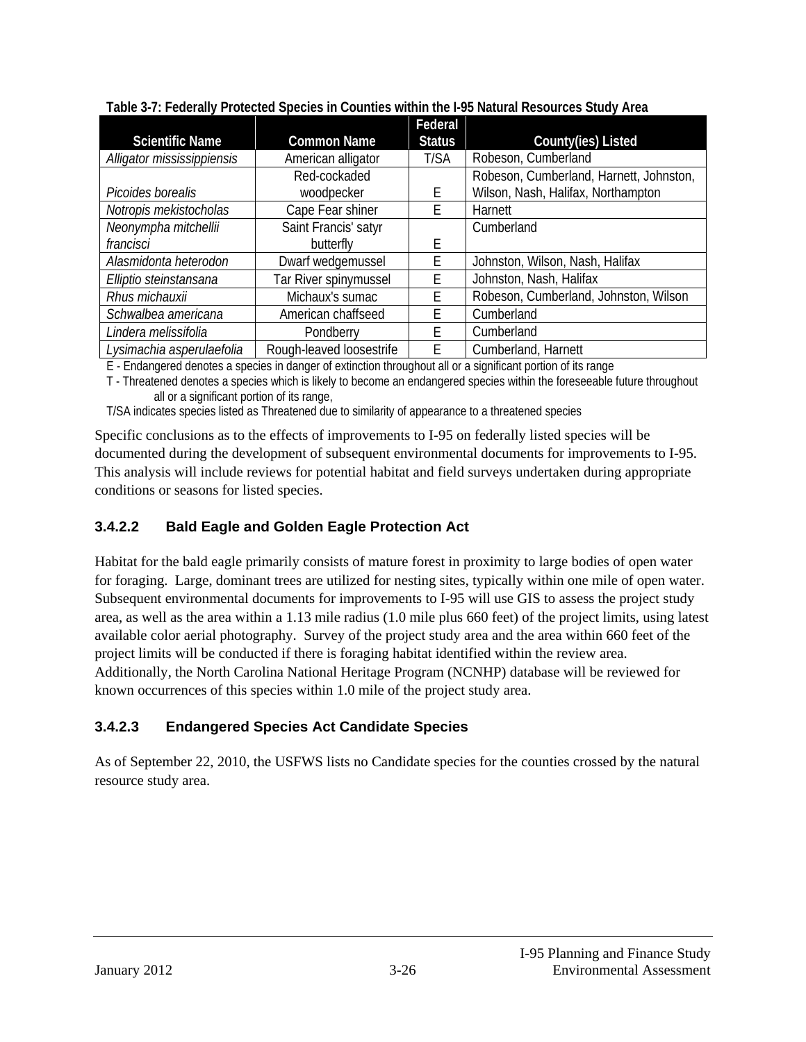**Table 3-7: Federally Protected Species in Counties within the I-95 Natural Resources Study Area**

| Scientific Name | Common Name | Federal Status | County(ies) Listed |
|---|---|---|---|
| *Alligator mississippiensis* | American alligator | T/SA | Robeson, Cumberland |
| *Picoides borealis* | Red-cockaded woodpecker | E | Robeson, Cumberland, Harnett, Johnston, Wilson, Nash, Halifax, Northampton |
| *Notropis mekistocholas* | Cape Fear shiner | E | Harnett |
| *Neonympha mitchellii francisci* | Saint Francis' satyr butterfly | E | Cumberland |
| *Alasmidonta heterodon* | Dwarf wedgemussel | E | Johnston, Wilson, Nash, Halifax |
| *Elliptio steinstansana* | Tar River spinymussel | E | Johnston, Nash, Halifax |
| *Rhus michauxii* | Michaux's sumac | E | Robeson, Cumberland, Johnston, Wilson |
| *Schwalbea americana* | American chaffseed | E | Cumberland |
| *Lindera melissifolia* | Pondberry | E | Cumberland |
| *Lysimachia asperulaefolia* | Rough-leaved loosestrife | E | Cumberland, Harnett |

E - Endangered denotes a species in danger of extinction throughout all or a significant portion of its range

T - Threatened denotes a species which is likely to become an endangered species within the foreseeable future throughout all or a significant portion of its range,

T/SA indicates species listed as Threatened due to similarity of appearance to a threatened species

Specific conclusions as to the effects of improvements to I-95 on federally listed species will be documented during the development of subsequent environmental documents for improvements to I-95. This analysis will include reviews for potential habitat and field surveys undertaken during appropriate conditions or seasons for listed species.

### 3.4.2.2 Bald Eagle and Golden Eagle Protection Act

Habitat for the bald eagle primarily consists of mature forest in proximity to large bodies of open water for foraging. Large, dominant trees are utilized for nesting sites, typically within one mile of open water. Subsequent environmental documents for improvements to I-95 will use GIS to assess the project study area, as well as the area within a 1.13 mile radius (1.0 mile plus 660 feet) of the project limits, using latest available color aerial photography. Survey of the project study area and the area within 660 feet of the project limits will be conducted if there is foraging habitat identified within the review area. Additionally, the North Carolina National Heritage Program (NCNHP) database will be reviewed for known occurrences of this species within 1.0 mile of the project study area.

### 3.4.2.3 Endangered Species Act Candidate Species

As of September 22, 2010, the USFWS lists no Candidate species for the counties crossed by the natural resource study area.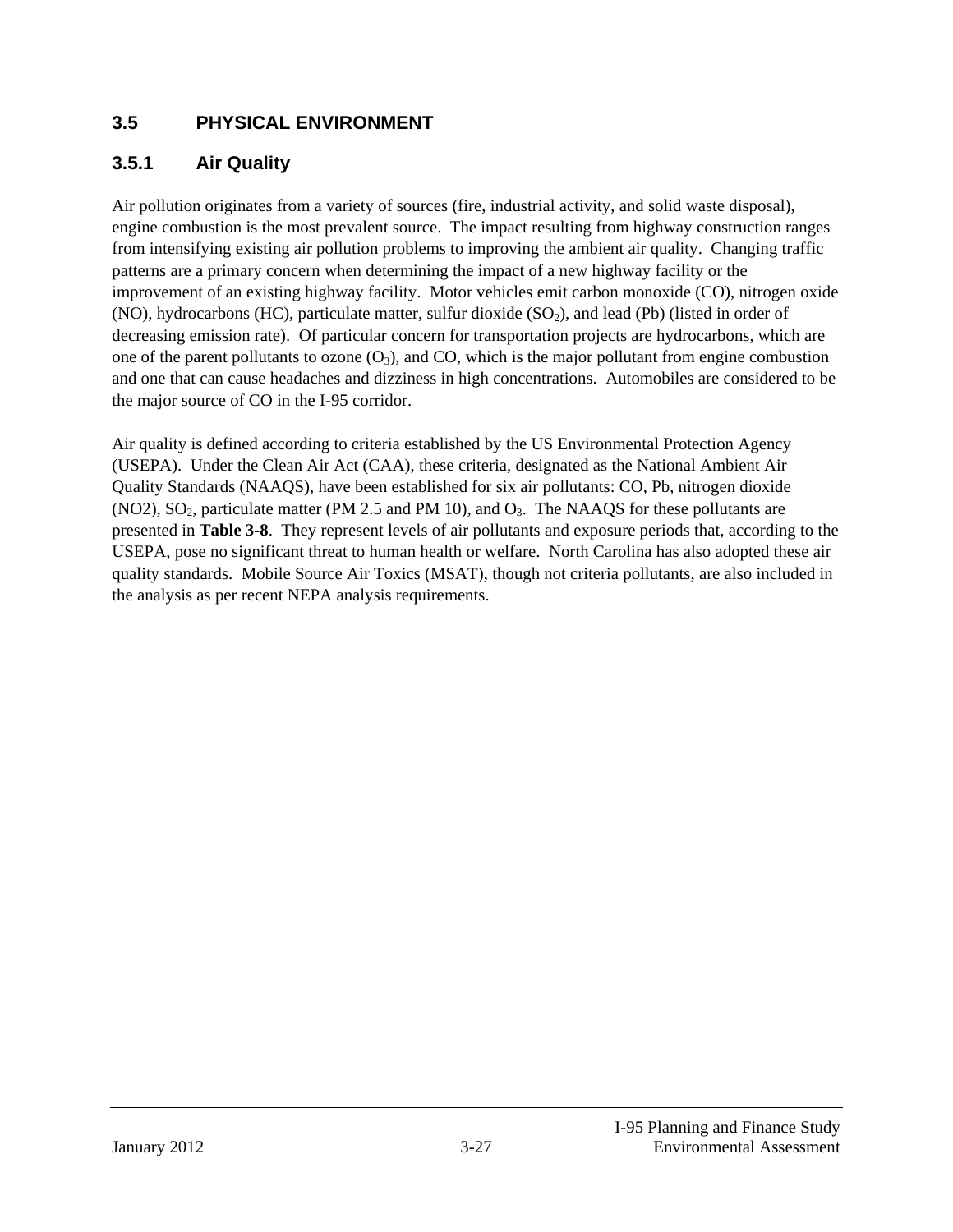## 3.5 PHYSICAL ENVIRONMENT

### 3.5.1 Air Quality

Air pollution originates from a variety of sources (fire, industrial activity, and solid waste disposal), engine combustion is the most prevalent source. The impact resulting from highway construction ranges from intensifying existing air pollution problems to improving the ambient air quality. Changing traffic patterns are a primary concern when determining the impact of a new highway facility or the improvement of an existing highway facility. Motor vehicles emit carbon monoxide (CO), nitrogen oxide (NO), hydrocarbons (HC), particulate matter, sulfur dioxide ($SO_2$), and lead (Pb) (listed in order of decreasing emission rate). Of particular concern for transportation projects are hydrocarbons, which are one of the parent pollutants to ozone ($O_3$), and CO, which is the major pollutant from engine combustion and one that can cause headaches and dizziness in high concentrations. Automobiles are considered to be the major source of CO in the I-95 corridor.

Air quality is defined according to criteria established by the US Environmental Protection Agency (USEPA). Under the Clean Air Act (CAA), these criteria, designated as the National Ambient Air Quality Standards (NAAQS), have been established for six air pollutants: CO, Pb, nitrogen dioxide (NO2), $SO_2$, particulate matter (PM 2.5 and PM 10), and $O_3$. The NAAQS for these pollutants are presented in **Table 3-8**. They represent levels of air pollutants and exposure periods that, according to the USEPA, pose no significant threat to human health or welfare. North Carolina has also adopted these air quality standards. Mobile Source Air Toxics (MSAT), though not criteria pollutants, are also included in the analysis as per recent NEPA analysis requirements.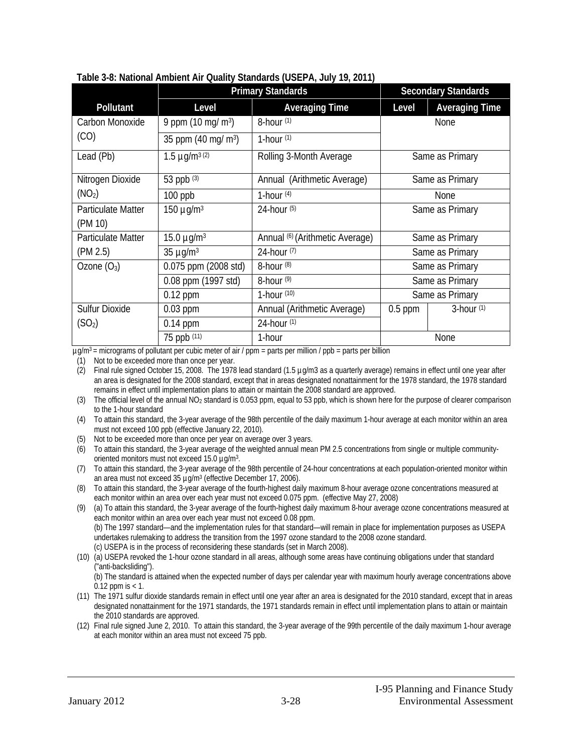**Table 3-8: National Ambient Air Quality Standards (USEPA, July 19, 2011)**

| Pollutant | Primary Standards | | Secondary Standards | |
|---|---|---|---|---|
| | Level | Averaging Time | Level | Averaging Time |
| Carbon Monoxide (CO) | 9 ppm (10 mg/ $m^3$) | 8-hour (1) | None | |
| | 35 ppm (40 mg/ $m^3$) | 1-hour (1) | | |
| Lead (Pb) | 1.5 µg/$m^3$ (2) | Rolling 3-Month Average | Same as Primary | |
| Nitrogen Dioxide ($NO_2$) | 53 ppb (3) | Annual (Arithmetic Average) | Same as Primary | |
| | 100 ppb | 1-hour (4) | None | |
| Particulate Matter (PM 10) | 150 µg/$m^3$ | 24-hour (5) | Same as Primary | |
| Particulate Matter (PM 2.5) | 15.0 µg/$m^3$ | Annual (6) (Arithmetic Average) | Same as Primary | |
| | 35 µg/$m^3$ | 24-hour (7) | Same as Primary | |
| Ozone ($O_3$) | 0.075 ppm (2008 std) | 8-hour (8) | Same as Primary | |
| | 0.08 ppm (1997 std) | 8-hour (9) | Same as Primary | |
| | 0.12 ppm | 1-hour (10) | Same as Primary | |
| Sulfur Dioxide ($SO_2$) | 0.03 ppm | Annual (Arithmetic Average) | 0.5 ppm | 3-hour (1) |
| | 0.14 ppm | 24-hour (1) | | |
| | 75 ppb (11) | 1-hour | None | |

µg/$m^3$ = micrograms of pollutant per cubic meter of air / ppm = parts per million / ppb = parts per billion

(1) Not to be exceeded more than once per year.

(2) Final rule signed October 15, 2008. The 1978 lead standard (1.5 µg/m3 as a quarterly average) remains in effect until one year after an area is designated for the 2008 standard, except that in areas designated nonattainment for the 1978 standard, the 1978 standard remains in effect until implementation plans to attain or maintain the 2008 standard are approved.

(3) The official level of the annual $NO_2$ standard is 0.053 ppm, equal to 53 ppb, which is shown here for the purpose of clearer comparison to the 1-hour standard

(4) To attain this standard, the 3-year average of the 98th percentile of the daily maximum 1-hour average at each monitor within an area must not exceed 100 ppb (effective January 22, 2010).

(5) Not to be exceeded more than once per year on average over 3 years.

(6) To attain this standard, the 3-year average of the weighted annual mean PM 2.5 concentrations from single or multiple community-oriented monitors must not exceed 15.0 µg/$m^3$.

(7) To attain this standard, the 3-year average of the 98th percentile of 24-hour concentrations at each population-oriented monitor within an area must not exceed 35 µg/$m^3$ (effective December 17, 2006).

(8) To attain this standard, the 3-year average of the fourth-highest daily maximum 8-hour average ozone concentrations measured at each monitor within an area over each year must not exceed 0.075 ppm. (effective May 27, 2008)

(9) (a) To attain this standard, the 3-year average of the fourth-highest daily maximum 8-hour average ozone concentrations measured at each monitor within an area over each year must not exceed 0.08 ppm.
(b) The 1997 standard—and the implementation rules for that standard—will remain in place for implementation purposes as USEPA undertakes rulemaking to address the transition from the 1997 ozone standard to the 2008 ozone standard.
(c) USEPA is in the process of reconsidering these standards (set in March 2008).

(10) (a) USEPA revoked the 1-hour ozone standard in all areas, although some areas have continuing obligations under that standard ("anti-backsliding").
(b) The standard is attained when the expected number of days per calendar year with maximum hourly average concentrations above 0.12 ppm is < 1.

(11) The 1971 sulfur dioxide standards remain in effect until one year after an area is designated for the 2010 standard, except that in areas designated nonattainment for the 1971 standards, the 1971 standards remain in effect until implementation plans to attain or maintain the 2010 standards are approved.

(12) Final rule signed June 2, 2010. To attain this standard, the 3-year average of the 99th percentile of the daily maximum 1-hour average at each monitor within an area must not exceed 75 ppb.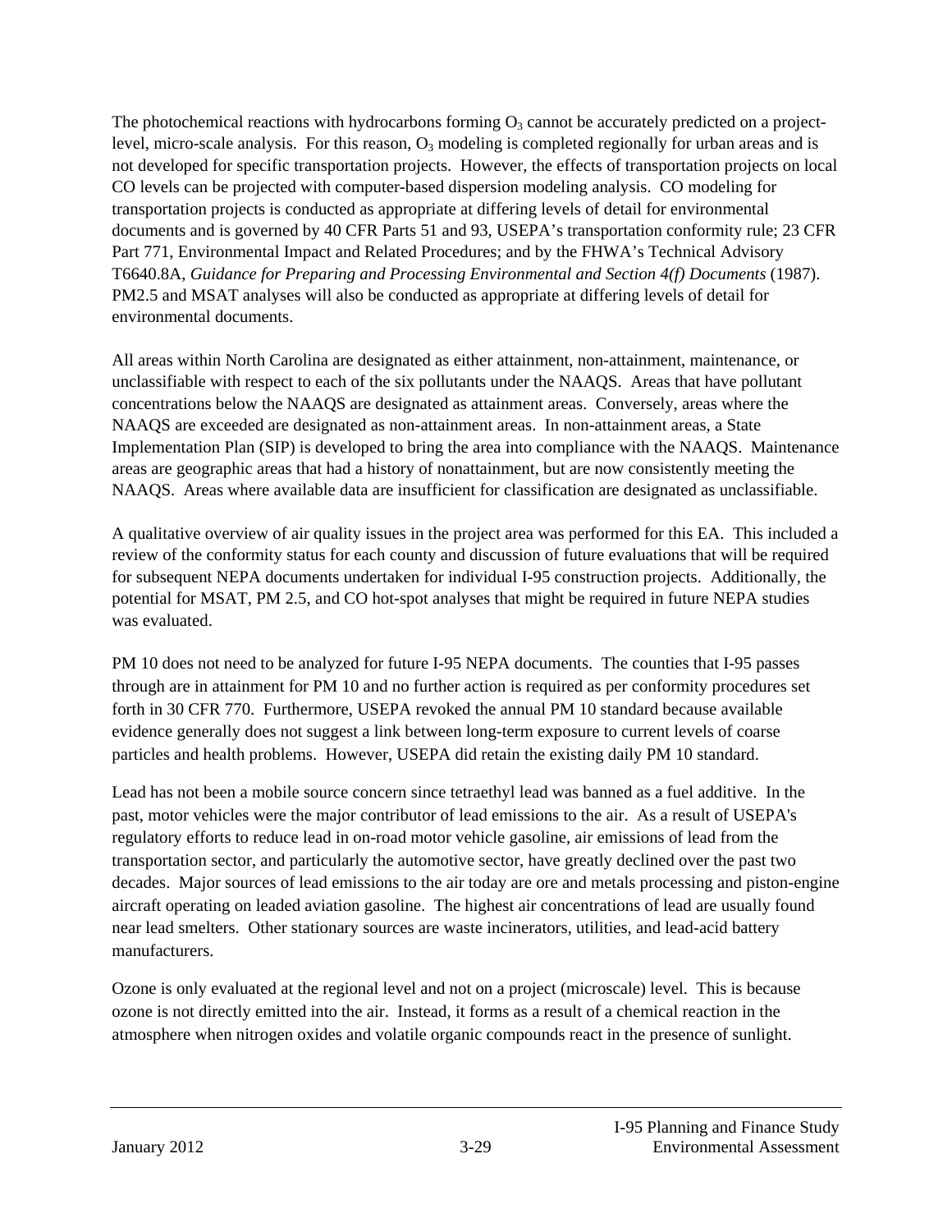The photochemical reactions with hydrocarbons forming $O_3$ cannot be accurately predicted on a project-level, micro-scale analysis. For this reason, $O_3$ modeling is completed regionally for urban areas and is not developed for specific transportation projects. However, the effects of transportation projects on local CO levels can be projected with computer-based dispersion modeling analysis. CO modeling for transportation projects is conducted as appropriate at differing levels of detail for environmental documents and is governed by 40 CFR Parts 51 and 93, USEPA's transportation conformity rule; 23 CFR Part 771, Environmental Impact and Related Procedures; and by the FHWA's Technical Advisory T6640.8A, *Guidance for Preparing and Processing Environmental and Section 4(f) Documents* (1987). PM2.5 and MSAT analyses will also be conducted as appropriate at differing levels of detail for environmental documents.

All areas within North Carolina are designated as either attainment, non-attainment, maintenance, or unclassifiable with respect to each of the six pollutants under the NAAQS. Areas that have pollutant concentrations below the NAAQS are designated as attainment areas. Conversely, areas where the NAAQS are exceeded are designated as non-attainment areas. In non-attainment areas, a State Implementation Plan (SIP) is developed to bring the area into compliance with the NAAQS. Maintenance areas are geographic areas that had a history of nonattainment, but are now consistently meeting the NAAQS. Areas where available data are insufficient for classification are designated as unclassifiable.

A qualitative overview of air quality issues in the project area was performed for this EA. This included a review of the conformity status for each county and discussion of future evaluations that will be required for subsequent NEPA documents undertaken for individual I-95 construction projects. Additionally, the potential for MSAT, PM 2.5, and CO hot-spot analyses that might be required in future NEPA studies was evaluated.

PM 10 does not need to be analyzed for future I-95 NEPA documents. The counties that I-95 passes through are in attainment for PM 10 and no further action is required as per conformity procedures set forth in 30 CFR 770. Furthermore, USEPA revoked the annual PM 10 standard because available evidence generally does not suggest a link between long-term exposure to current levels of coarse particles and health problems. However, USEPA did retain the existing daily PM 10 standard.

Lead has not been a mobile source concern since tetraethyl lead was banned as a fuel additive. In the past, motor vehicles were the major contributor of lead emissions to the air. As a result of USEPA's regulatory efforts to reduce lead in on-road motor vehicle gasoline, air emissions of lead from the transportation sector, and particularly the automotive sector, have greatly declined over the past two decades. Major sources of lead emissions to the air today are ore and metals processing and piston-engine aircraft operating on leaded aviation gasoline. The highest air concentrations of lead are usually found near lead smelters. Other stationary sources are waste incinerators, utilities, and lead-acid battery manufacturers.

Ozone is only evaluated at the regional level and not on a project (microscale) level. This is because ozone is not directly emitted into the air. Instead, it forms as a result of a chemical reaction in the atmosphere when nitrogen oxides and volatile organic compounds react in the presence of sunlight.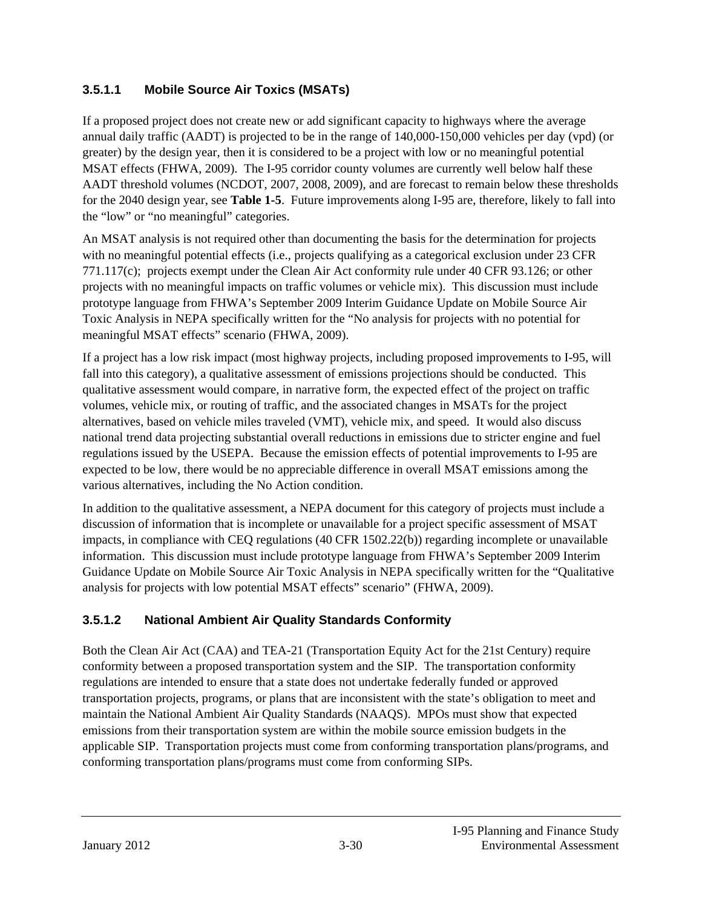#### 3.5.1.1 Mobile Source Air Toxics (MSATs)

If a proposed project does not create new or add significant capacity to highways where the average annual daily traffic (AADT) is projected to be in the range of 140,000-150,000 vehicles per day (vpd) (or greater) by the design year, then it is considered to be a project with low or no meaningful potential MSAT effects (FHWA, 2009). The I-95 corridor county volumes are currently well below half these AADT threshold volumes (NCDOT, 2007, 2008, 2009), and are forecast to remain below these thresholds for the 2040 design year, see **Table 1-5**. Future improvements along I-95 are, therefore, likely to fall into the "low" or "no meaningful" categories.

An MSAT analysis is not required other than documenting the basis for the determination for projects with no meaningful potential effects (i.e., projects qualifying as a categorical exclusion under 23 CFR 771.117(c); projects exempt under the Clean Air Act conformity rule under 40 CFR 93.126; or other projects with no meaningful impacts on traffic volumes or vehicle mix). This discussion must include prototype language from FHWA's September 2009 Interim Guidance Update on Mobile Source Air Toxic Analysis in NEPA specifically written for the "No analysis for projects with no potential for meaningful MSAT effects" scenario (FHWA, 2009).

If a project has a low risk impact (most highway projects, including proposed improvements to I-95, will fall into this category), a qualitative assessment of emissions projections should be conducted. This qualitative assessment would compare, in narrative form, the expected effect of the project on traffic volumes, vehicle mix, or routing of traffic, and the associated changes in MSATs for the project alternatives, based on vehicle miles traveled (VMT), vehicle mix, and speed. It would also discuss national trend data projecting substantial overall reductions in emissions due to stricter engine and fuel regulations issued by the USEPA. Because the emission effects of potential improvements to I-95 are expected to be low, there would be no appreciable difference in overall MSAT emissions among the various alternatives, including the No Action condition.

In addition to the qualitative assessment, a NEPA document for this category of projects must include a discussion of information that is incomplete or unavailable for a project specific assessment of MSAT impacts, in compliance with CEQ regulations (40 CFR 1502.22(b)) regarding incomplete or unavailable information. This discussion must include prototype language from FHWA's September 2009 Interim Guidance Update on Mobile Source Air Toxic Analysis in NEPA specifically written for the "Qualitative analysis for projects with low potential MSAT effects" scenario" (FHWA, 2009).

#### 3.5.1.2 National Ambient Air Quality Standards Conformity

Both the Clean Air Act (CAA) and TEA-21 (Transportation Equity Act for the 21st Century) require conformity between a proposed transportation system and the SIP. The transportation conformity regulations are intended to ensure that a state does not undertake federally funded or approved transportation projects, programs, or plans that are inconsistent with the state's obligation to meet and maintain the National Ambient Air Quality Standards (NAAQS). MPOs must show that expected emissions from their transportation system are within the mobile source emission budgets in the applicable SIP. Transportation projects must come from conforming transportation plans/programs, and conforming transportation plans/programs must come from conforming SIPs.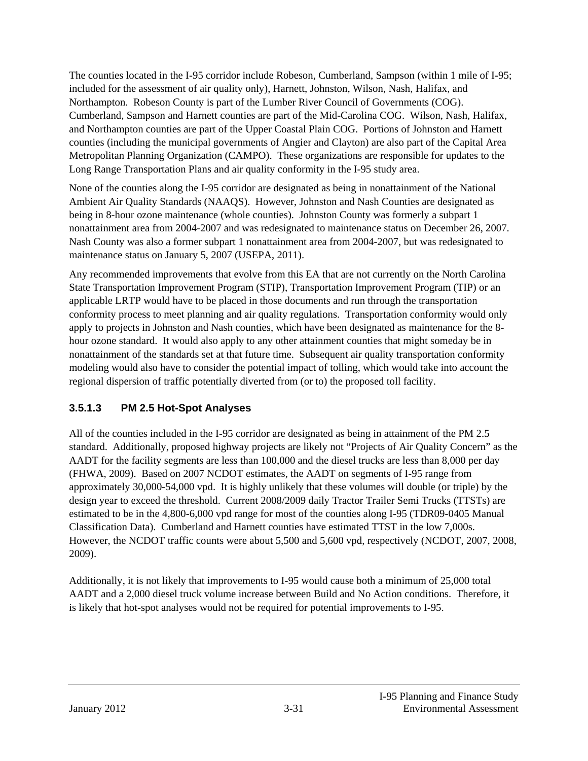The counties located in the I-95 corridor include Robeson, Cumberland, Sampson (within 1 mile of I-95; included for the assessment of air quality only), Harnett, Johnston, Wilson, Nash, Halifax, and Northampton. Robeson County is part of the Lumber River Council of Governments (COG). Cumberland, Sampson and Harnett counties are part of the Mid-Carolina COG. Wilson, Nash, Halifax, and Northampton counties are part of the Upper Coastal Plain COG. Portions of Johnston and Harnett counties (including the municipal governments of Angier and Clayton) are also part of the Capital Area Metropolitan Planning Organization (CAMPO). These organizations are responsible for updates to the Long Range Transportation Plans and air quality conformity in the I-95 study area.

None of the counties along the I-95 corridor are designated as being in nonattainment of the National Ambient Air Quality Standards (NAAQS). However, Johnston and Nash Counties are designated as being in 8-hour ozone maintenance (whole counties). Johnston County was formerly a subpart 1 nonattainment area from 2004-2007 and was redesignated to maintenance status on December 26, 2007. Nash County was also a former subpart 1 nonattainment area from 2004-2007, but was redesignated to maintenance status on January 5, 2007 (USEPA, 2011).

Any recommended improvements that evolve from this EA that are not currently on the North Carolina State Transportation Improvement Program (STIP), Transportation Improvement Program (TIP) or an applicable LRTP would have to be placed in those documents and run through the transportation conformity process to meet planning and air quality regulations. Transportation conformity would only apply to projects in Johnston and Nash counties, which have been designated as maintenance for the 8-hour ozone standard. It would also apply to any other attainment counties that might someday be in nonattainment of the standards set at that future time. Subsequent air quality transportation conformity modeling would also have to consider the potential impact of tolling, which would take into account the regional dispersion of traffic potentially diverted from (or to) the proposed toll facility.

### 3.5.1.3 PM 2.5 Hot-Spot Analyses

All of the counties included in the I-95 corridor are designated as being in attainment of the PM 2.5 standard. Additionally, proposed highway projects are likely not "Projects of Air Quality Concern" as the AADT for the facility segments are less than 100,000 and the diesel trucks are less than 8,000 per day (FHWA, 2009). Based on 2007 NCDOT estimates, the AADT on segments of I-95 range from approximately 30,000-54,000 vpd. It is highly unlikely that these volumes will double (or triple) by the design year to exceed the threshold. Current 2008/2009 daily Tractor Trailer Semi Trucks (TTSTs) are estimated to be in the 4,800-6,000 vpd range for most of the counties along I-95 (TDR09-0405 Manual Classification Data). Cumberland and Harnett counties have estimated TTST in the low 7,000s. However, the NCDOT traffic counts were about 5,500 and 5,600 vpd, respectively (NCDOT, 2007, 2008, 2009).

Additionally, it is not likely that improvements to I-95 would cause both a minimum of 25,000 total AADT and a 2,000 diesel truck volume increase between Build and No Action conditions. Therefore, it is likely that hot-spot analyses would not be required for potential improvements to I-95.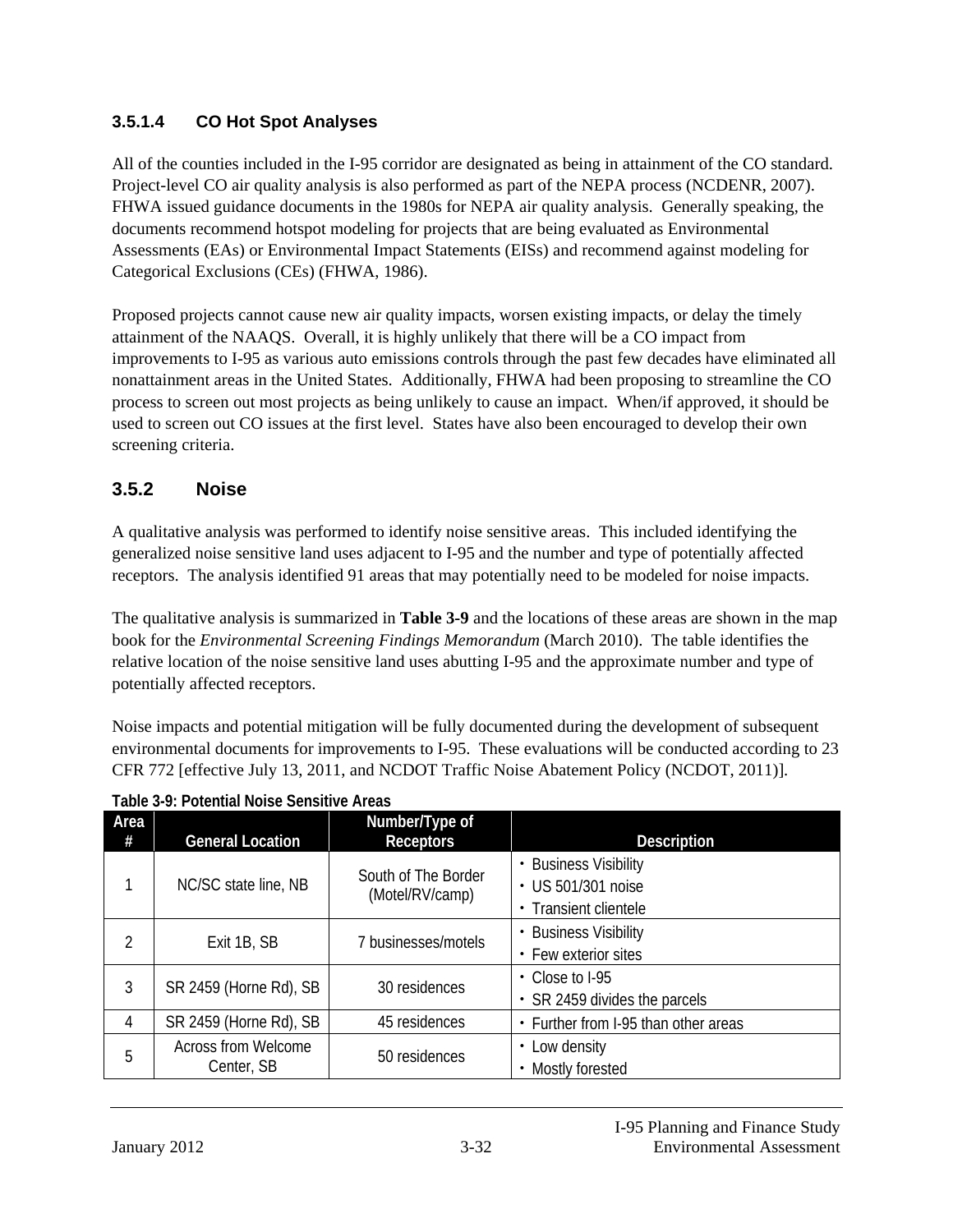#### 3.5.1.4 CO Hot Spot Analyses

All of the counties included in the I-95 corridor are designated as being in attainment of the CO standard. Project-level CO air quality analysis is also performed as part of the NEPA process (NCDENR, 2007). FHWA issued guidance documents in the 1980s for NEPA air quality analysis. Generally speaking, the documents recommend hotspot modeling for projects that are being evaluated as Environmental Assessments (EAs) or Environmental Impact Statements (EISs) and recommend against modeling for Categorical Exclusions (CEs) (FHWA, 1986).

Proposed projects cannot cause new air quality impacts, worsen existing impacts, or delay the timely attainment of the NAAQS. Overall, it is highly unlikely that there will be a CO impact from improvements to I-95 as various auto emissions controls through the past few decades have eliminated all nonattainment areas in the United States. Additionally, FHWA had been proposing to streamline the CO process to screen out most projects as being unlikely to cause an impact. When/if approved, it should be used to screen out CO issues at the first level. States have also been encouraged to develop their own screening criteria.

### 3.5.2 Noise

A qualitative analysis was performed to identify noise sensitive areas. This included identifying the generalized noise sensitive land uses adjacent to I-95 and the number and type of potentially affected receptors. The analysis identified 91 areas that may potentially need to be modeled for noise impacts.

The qualitative analysis is summarized in **Table 3-9** and the locations of these areas are shown in the map book for the *Environmental Screening Findings Memorandum* (March 2010). The table identifies the relative location of the noise sensitive land uses abutting I-95 and the approximate number and type of potentially affected receptors.

Noise impacts and potential mitigation will be fully documented during the development of subsequent environmental documents for improvements to I-95. These evaluations will be conducted according to 23 CFR 772 [effective July 13, 2011, and NCDOT Traffic Noise Abatement Policy (NCDOT, 2011)].

**Table 3-9: Potential Noise Sensitive Areas**

| Area # | General Location | Number/Type of Receptors | Description |
|---|---|---|---|
| 1 | NC/SC state line, NB | South of The Border (Motel/RV/camp) | • Business Visibility<br>• US 501/301 noise<br>• Transient clientele |
| 2 | Exit 1B, SB | 7 businesses/motels | • Business Visibility<br>• Few exterior sites |
| 3 | SR 2459 (Horne Rd), SB | 30 residences | • Close to I-95<br>• SR 2459 divides the parcels |
| 4 | SR 2459 (Horne Rd), SB | 45 residences | • Further from I-95 than other areas |
| 5 | Across from Welcome Center, SB | 50 residences | • Low density<br>• Mostly forested |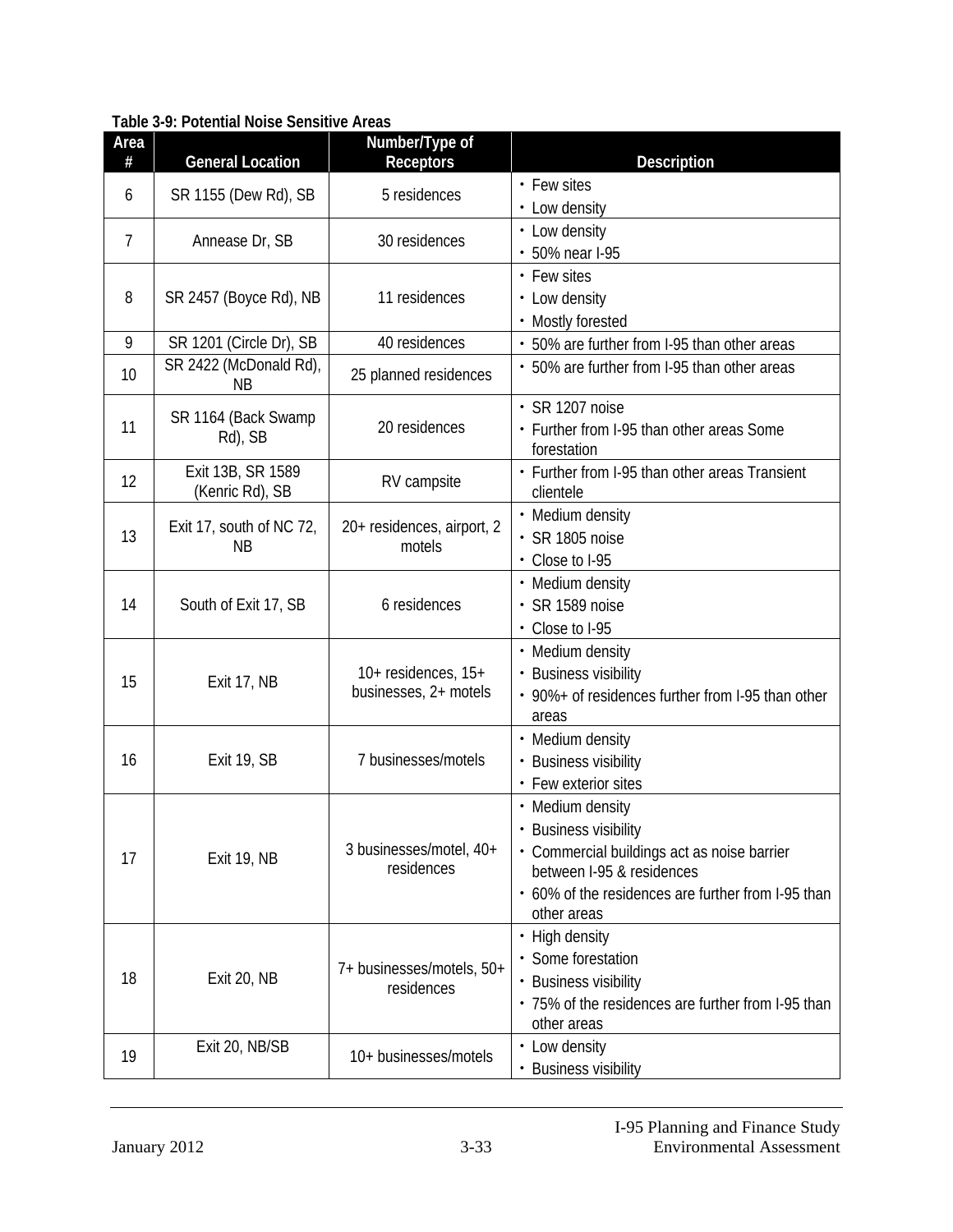**Table 3-9: Potential Noise Sensitive Areas**

| Area # | General Location | Number/Type of Receptors | Description |
|---|---|---|---|
| 6 | SR 1155 (Dew Rd), SB | 5 residences | • Few sites<br>• Low density |
| 7 | Annease Dr, SB | 30 residences | • Low density<br>• 50% near I-95 |
| 8 | SR 2457 (Boyce Rd), NB | 11 residences | • Few sites<br>• Low density<br>• Mostly forested |
| 9 | SR 1201 (Circle Dr), SB | 40 residences | • 50% are further from I-95 than other areas |
| 10 | SR 2422 (McDonald Rd), NB | 25 planned residences | • 50% are further from I-95 than other areas |
| 11 | SR 1164 (Back Swamp Rd), SB | 20 residences | • SR 1207 noise<br>• Further from I-95 than other areas Some forestation |
| 12 | Exit 13B, SR 1589 (Kenric Rd), SB | RV campsite | • Further from I-95 than other areas Transient clientele |
| 13 | Exit 17, south of NC 72, NB | 20+ residences, airport, 2 motels | • Medium density<br>• SR 1805 noise<br>• Close to I-95 |
| 14 | South of Exit 17, SB | 6 residences | • Medium density<br>• SR 1589 noise<br>• Close to I-95 |
| 15 | Exit 17, NB | 10+ residences, 15+ businesses, 2+ motels | • Medium density<br>• Business visibility<br>• 90%+ of residences further from I-95 than other areas |
| 16 | Exit 19, SB | 7 businesses/motels | • Medium density<br>• Business visibility<br>• Few exterior sites |
| 17 | Exit 19, NB | 3 businesses/motel, 40+ residences | • Medium density<br>• Business visibility<br>• Commercial buildings act as noise barrier between I-95 & residences<br>• 60% of the residences are further from I-95 than other areas |
| 18 | Exit 20, NB | 7+ businesses/motels, 50+ residences | • High density<br>• Some forestation<br>• Business visibility<br>• 75% of the residences are further from I-95 than other areas |
| 19 | Exit 20, NB/SB | 10+ businesses/motels | • Low density<br>• Business visibility |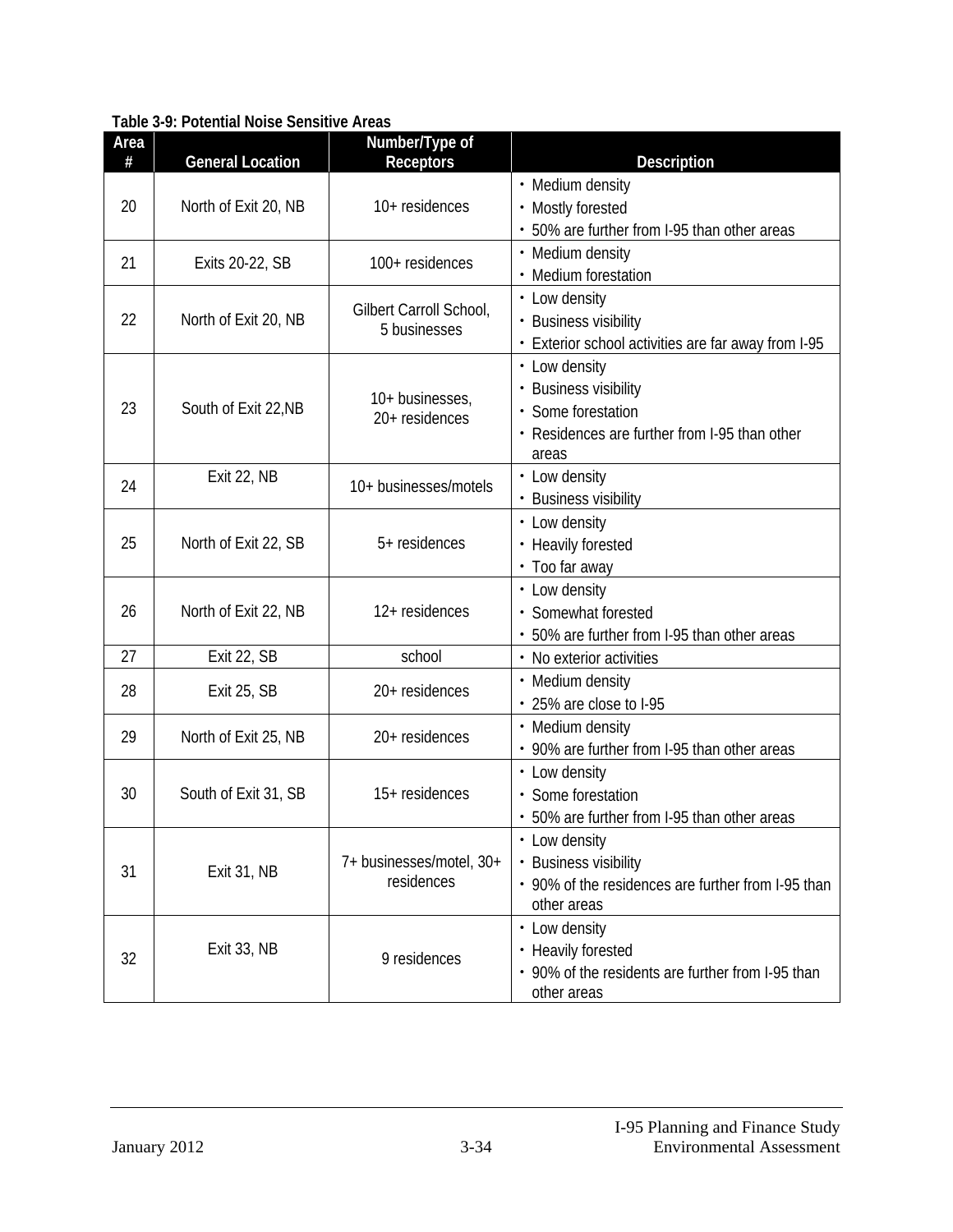**Table 3-9: Potential Noise Sensitive Areas**

| Area # | General Location | Number/Type of Receptors | Description |
|---|---|---|---|
| 20 | North of Exit 20, NB | 10+ residences | • Medium density<br>• Mostly forested<br>• 50% are further from I-95 than other areas |
| 21 | Exits 20-22, SB | 100+ residences | • Medium density<br>• Medium forestation |
| 22 | North of Exit 20, NB | Gilbert Carroll School, 5 businesses | • Low density<br>• Business visibility<br>• Exterior school activities are far away from I-95 |
| 23 | South of Exit 22,NB | 10+ businesses, 20+ residences | • Low density<br>• Business visibility<br>• Some forestation<br>• Residences are further from I-95 than other areas |
| 24 | Exit 22, NB | 10+ businesses/motels | • Low density<br>• Business visibility |
| 25 | North of Exit 22, SB | 5+ residences | • Low density<br>• Heavily forested<br>• Too far away |
| 26 | North of Exit 22, NB | 12+ residences | • Low density<br>• Somewhat forested<br>• 50% are further from I-95 than other areas |
| 27 | Exit 22, SB | school | • No exterior activities |
| 28 | Exit 25, SB | 20+ residences | • Medium density<br>• 25% are close to I-95 |
| 29 | North of Exit 25, NB | 20+ residences | • Medium density<br>• 90% are further from I-95 than other areas |
| 30 | South of Exit 31, SB | 15+ residences | • Low density<br>• Some forestation<br>• 50% are further from I-95 than other areas |
| 31 | Exit 31, NB | 7+ businesses/motel, 30+ residences | • Low density<br>• Business visibility<br>• 90% of the residences are further from I-95 than other areas |
| 32 | Exit 33, NB | 9 residences | • Low density<br>• Heavily forested<br>• 90% of the residents are further from I-95 than other areas |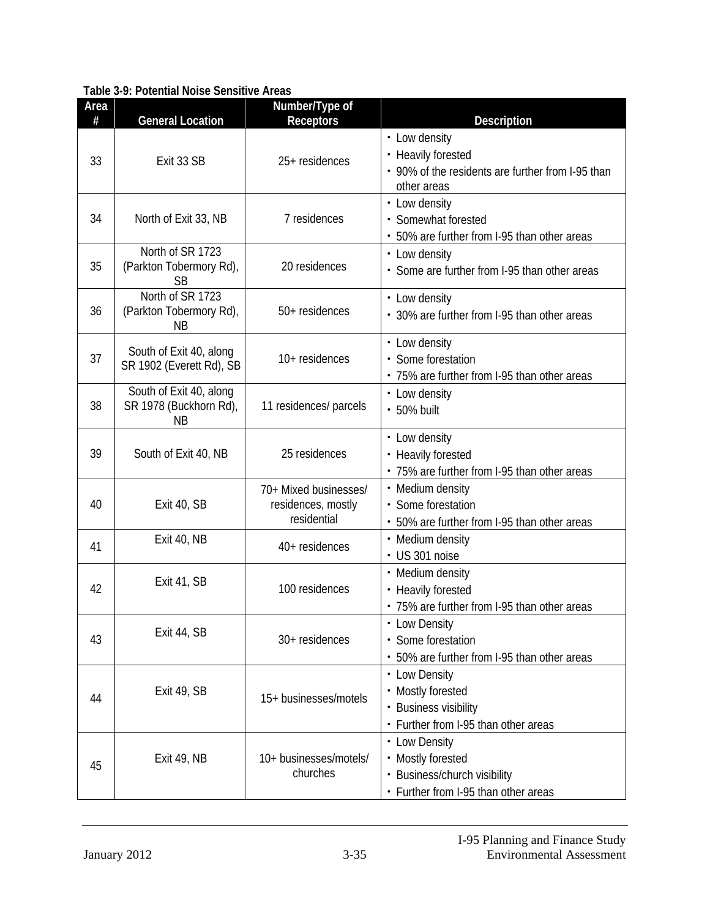**Table 3-9: Potential Noise Sensitive Areas**

| Area # | General Location | Number/Type of Receptors | Description |
|---|---|---|---|
| 33 | Exit 33 SB | 25+ residences | • Low density<br>• Heavily forested<br>• 90% of the residents are further from I-95 than other areas |
| 34 | North of Exit 33, NB | 7 residences | • Low density<br>• Somewhat forested<br>• 50% are further from I-95 than other areas |
| 35 | North of SR 1723 (Parkton Tobermory Rd), SB | 20 residences | • Low density<br>• Some are further from I-95 than other areas |
| 36 | North of SR 1723 (Parkton Tobermory Rd), NB | 50+ residences | • Low density<br>• 30% are further from I-95 than other areas |
| 37 | South of Exit 40, along SR 1902 (Everett Rd), SB | 10+ residences | • Low density<br>• Some forestation<br>• 75% are further from I-95 than other areas |
| 38 | South of Exit 40, along SR 1978 (Buckhorn Rd), NB | 11 residences/ parcels | • Low density<br>• 50% built |
| 39 | South of Exit 40, NB | 25 residences | • Low density<br>• Heavily forested<br>• 75% are further from I-95 than other areas |
| 40 | Exit 40, SB | 70+ Mixed businesses/ residences, mostly residential | • Medium density<br>• Some forestation<br>• 50% are further from I-95 than other areas |
| 41 | Exit 40, NB | 40+ residences | • Medium density<br>• US 301 noise |
| 42 | Exit 41, SB | 100 residences | • Medium density<br>• Heavily forested<br>• 75% are further from I-95 than other areas |
| 43 | Exit 44, SB | 30+ residences | • Low Density<br>• Some forestation<br>• 50% are further from I-95 than other areas |
| 44 | Exit 49, SB | 15+ businesses/motels | • Low Density<br>• Mostly forested<br>• Business visibility<br>• Further from I-95 than other areas |
| 45 | Exit 49, NB | 10+ businesses/motels/ churches | • Low Density<br>• Mostly forested<br>• Business/church visibility<br>• Further from I-95 than other areas |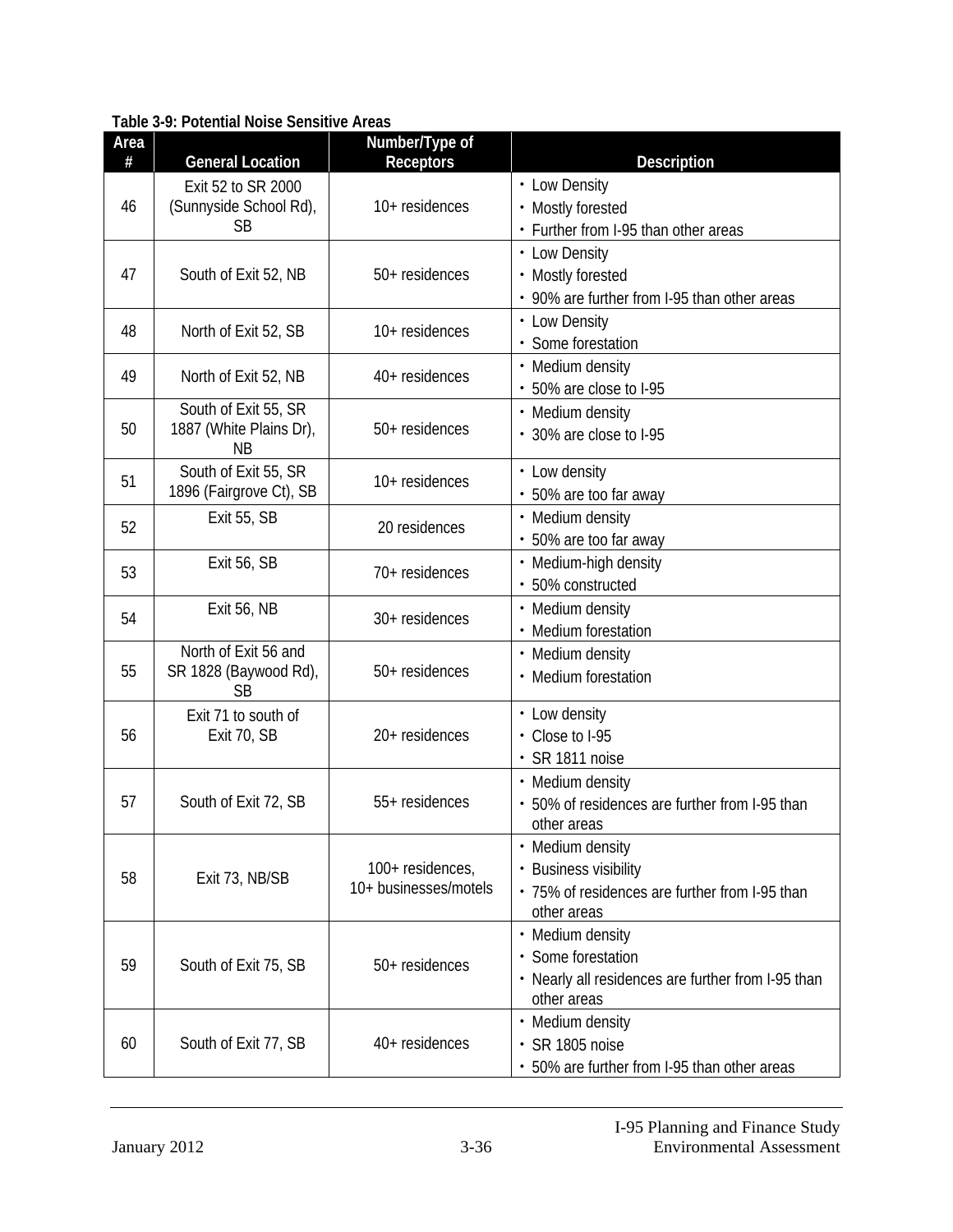**Table 3-9: Potential Noise Sensitive Areas**

| Area # | General Location | Number/Type of Receptors | Description |
|---|---|---|---|
| 46 | Exit 52 to SR 2000 (Sunnyside School Rd), SB | 10+ residences | • Low Density<br>• Mostly forested<br>• Further from I-95 than other areas |
| 47 | South of Exit 52, NB | 50+ residences | • Low Density<br>• Mostly forested<br>• 90% are further from I-95 than other areas |
| 48 | North of Exit 52, SB | 10+ residences | • Low Density<br>• Some forestation |
| 49 | North of Exit 52, NB | 40+ residences | • Medium density<br>• 50% are close to I-95 |
| 50 | South of Exit 55, SR 1887 (White Plains Dr), NB | 50+ residences | • Medium density<br>• 30% are close to I-95 |
| 51 | South of Exit 55, SR 1896 (Fairgrove Ct), SB | 10+ residences | • Low density<br>• 50% are too far away |
| 52 | Exit 55, SB | 20 residences | • Medium density<br>• 50% are too far away |
| 53 | Exit 56, SB | 70+ residences | • Medium-high density<br>• 50% constructed |
| 54 | Exit 56, NB | 30+ residences | • Medium density<br>• Medium forestation |
| 55 | North of Exit 56 and SR 1828 (Baywood Rd), SB | 50+ residences | • Medium density<br>• Medium forestation |
| 56 | Exit 71 to south of Exit 70, SB | 20+ residences | • Low density<br>• Close to I-95<br>• SR 1811 noise |
| 57 | South of Exit 72, SB | 55+ residences | • Medium density<br>• 50% of residences are further from I-95 than other areas |
| 58 | Exit 73, NB/SB | 100+ residences, 10+ businesses/motels | • Medium density<br>• Business visibility<br>• 75% of residences are further from I-95 than other areas |
| 59 | South of Exit 75, SB | 50+ residences | • Medium density<br>• Some forestation<br>• Nearly all residences are further from I-95 than other areas |
| 60 | South of Exit 77, SB | 40+ residences | • Medium density<br>• SR 1805 noise<br>• 50% are further from I-95 than other areas |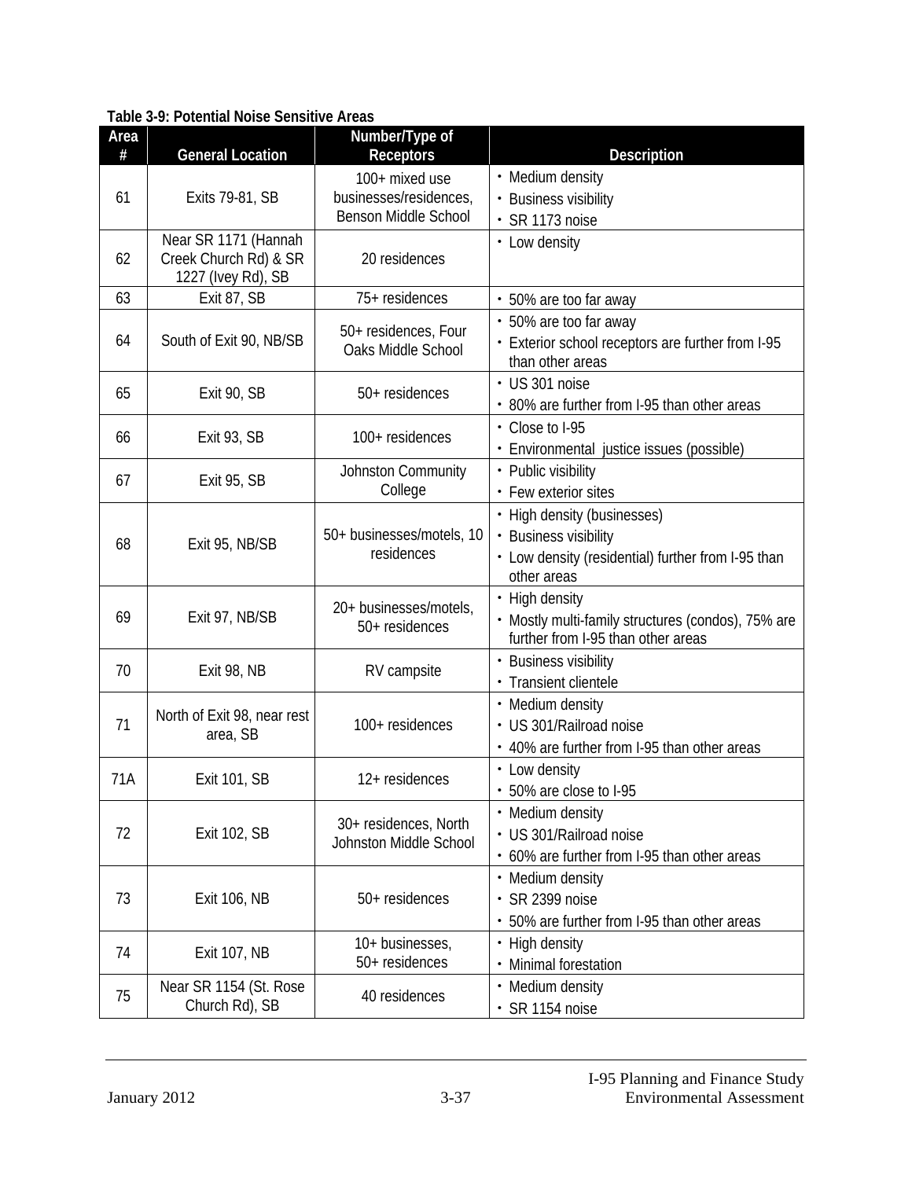**Table 3-9: Potential Noise Sensitive Areas**

| Area # | General Location | Number/Type of Receptors | Description |
|---|---|---|---|
| 61 | Exits 79-81, SB | 100+ mixed use businesses/residences, Benson Middle School | • Medium density<br>• Business visibility<br>• SR 1173 noise |
| 62 | Near SR 1171 (Hannah Creek Church Rd) & SR 1227 (Ivey Rd), SB | 20 residences | • Low density |
| 63 | Exit 87, SB | 75+ residences | • 50% are too far away |
| 64 | South of Exit 90, NB/SB | 50+ residences, Four Oaks Middle School | • 50% are too far away<br>• Exterior school receptors are further from I-95 than other areas |
| 65 | Exit 90, SB | 50+ residences | • US 301 noise<br>• 80% are further from I-95 than other areas |
| 66 | Exit 93, SB | 100+ residences | • Close to I-95<br>• Environmental justice issues (possible) |
| 67 | Exit 95, SB | Johnston Community College | • Public visibility<br>• Few exterior sites |
| 68 | Exit 95, NB/SB | 50+ businesses/motels, 10 residences | • High density (businesses)<br>• Business visibility<br>• Low density (residential) further from I-95 than other areas |
| 69 | Exit 97, NB/SB | 20+ businesses/motels, 50+ residences | • High density<br>• Mostly multi-family structures (condos), 75% are further from I-95 than other areas |
| 70 | Exit 98, NB | RV campsite | • Business visibility<br>• Transient clientele |
| 71 | North of Exit 98, near rest area, SB | 100+ residences | • Medium density<br>• US 301/Railroad noise<br>• 40% are further from I-95 than other areas |
| 71A | Exit 101, SB | 12+ residences | • Low density<br>• 50% are close to I-95 |
| 72 | Exit 102, SB | 30+ residences, North Johnston Middle School | • Medium density<br>• US 301/Railroad noise<br>• 60% are further from I-95 than other areas |
| 73 | Exit 106, NB | 50+ residences | • Medium density<br>• SR 2399 noise<br>• 50% are further from I-95 than other areas |
| 74 | Exit 107, NB | 10+ businesses, 50+ residences | • High density<br>• Minimal forestation |
| 75 | Near SR 1154 (St. Rose Church Rd), SB | 40 residences | • Medium density<br>• SR 1154 noise |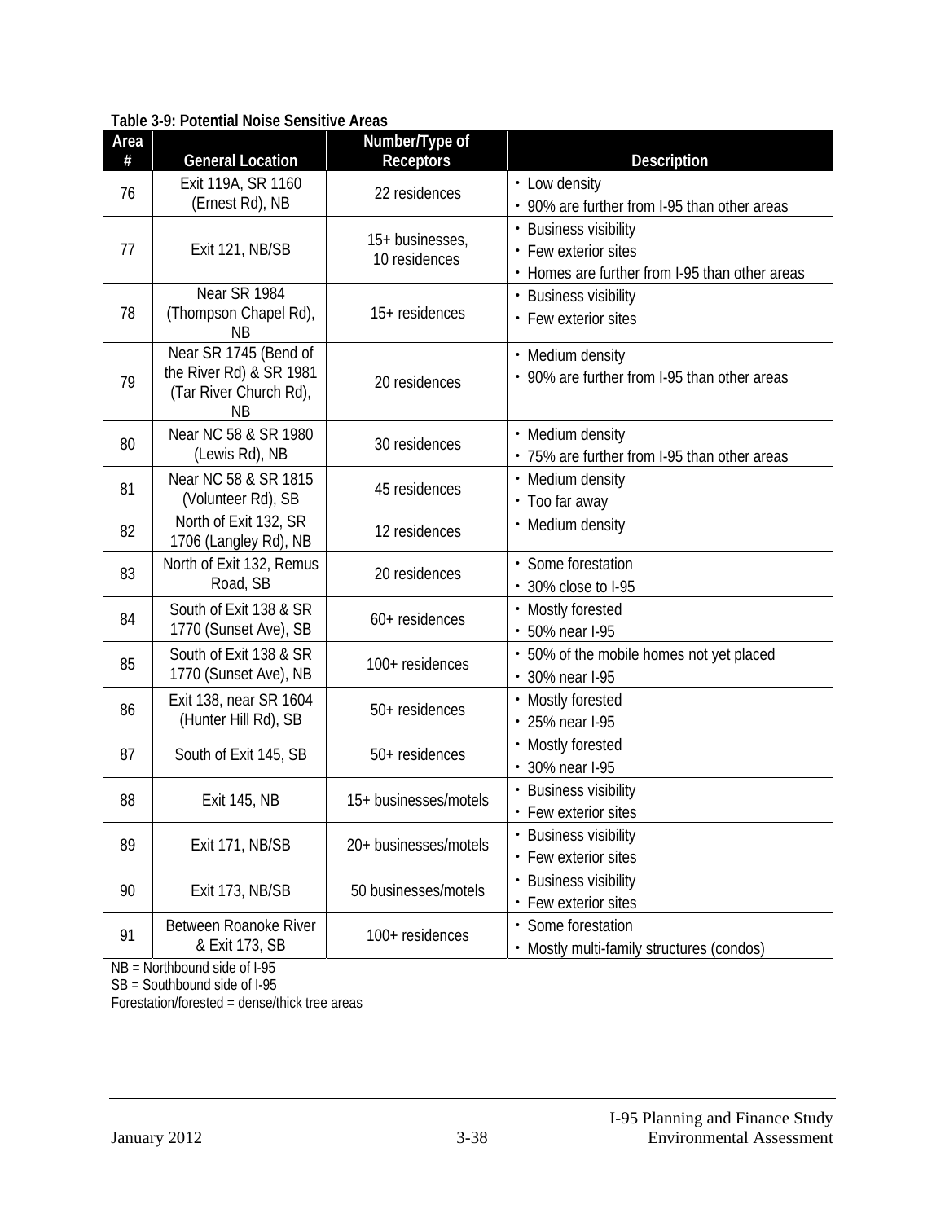**Table 3-9: Potential Noise Sensitive Areas**

| Area # | General Location | Number/Type of Receptors | Description |
|---|---|---|---|
| 76 | Exit 119A, SR 1160 (Ernest Rd), NB | 22 residences | • Low density<br>• 90% are further from I-95 than other areas |
| 77 | Exit 121, NB/SB | 15+ businesses, 10 residences | • Business visibility<br>• Few exterior sites<br>• Homes are further from I-95 than other areas |
| 78 | Near SR 1984 (Thompson Chapel Rd), NB | 15+ residences | • Business visibility<br>• Few exterior sites |
| 79 | Near SR 1745 (Bend of the River Rd) & SR 1981 (Tar River Church Rd), NB | 20 residences | • Medium density<br>• 90% are further from I-95 than other areas |
| 80 | Near NC 58 & SR 1980 (Lewis Rd), NB | 30 residences | • Medium density<br>• 75% are further from I-95 than other areas |
| 81 | Near NC 58 & SR 1815 (Volunteer Rd), SB | 45 residences | • Medium density<br>• Too far away |
| 82 | North of Exit 132, SR 1706 (Langley Rd), NB | 12 residences | • Medium density |
| 83 | North of Exit 132, Remus Road, SB | 20 residences | • Some forestation<br>• 30% close to I-95 |
| 84 | South of Exit 138 & SR 1770 (Sunset Ave), SB | 60+ residences | • Mostly forested<br>• 50% near I-95 |
| 85 | South of Exit 138 & SR 1770 (Sunset Ave), NB | 100+ residences | • 50% of the mobile homes not yet placed<br>• 30% near I-95 |
| 86 | Exit 138, near SR 1604 (Hunter Hill Rd), SB | 50+ residences | • Mostly forested<br>• 25% near I-95 |
| 87 | South of Exit 145, SB | 50+ residences | • Mostly forested<br>• 30% near I-95 |
| 88 | Exit 145, NB | 15+ businesses/motels | • Business visibility<br>• Few exterior sites |
| 89 | Exit 171, NB/SB | 20+ businesses/motels | • Business visibility<br>• Few exterior sites |
| 90 | Exit 173, NB/SB | 50 businesses/motels | • Business visibility<br>• Few exterior sites |
| 91 | Between Roanoke River & Exit 173, SB | 100+ residences | • Some forestation<br>• Mostly multi-family structures (condos) |

NB = Northbound side of I-95
SB = Southbound side of I-95
Forestation/forested = dense/thick tree areas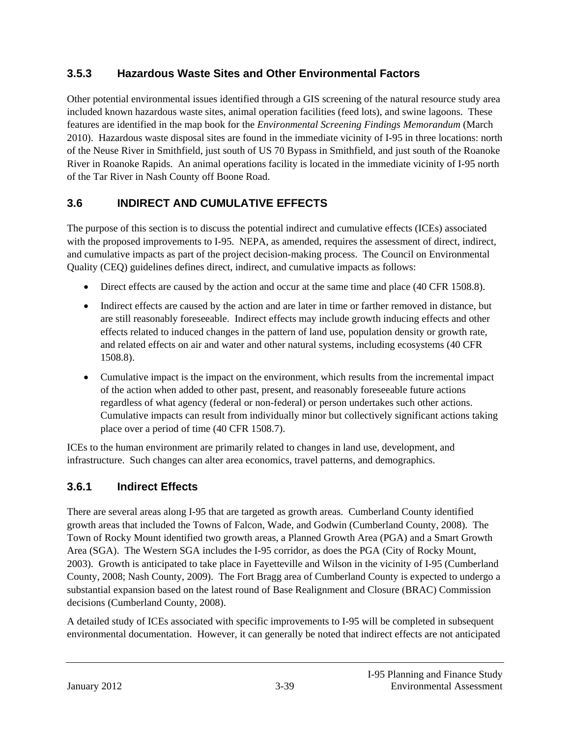### 3.5.3 Hazardous Waste Sites and Other Environmental Factors

Other potential environmental issues identified through a GIS screening of the natural resource study area included known hazardous waste sites, animal operation facilities (feed lots), and swine lagoons. These features are identified in the map book for the *Environmental Screening Findings Memorandum* (March 2010). Hazardous waste disposal sites are found in the immediate vicinity of I-95 in three locations: north of the Neuse River in Smithfield, just south of US 70 Bypass in Smithfield, and just south of the Roanoke River in Roanoke Rapids. An animal operations facility is located in the immediate vicinity of I-95 north of the Tar River in Nash County off Boone Road.

## 3.6 INDIRECT AND CUMULATIVE EFFECTS

The purpose of this section is to discuss the potential indirect and cumulative effects (ICEs) associated with the proposed improvements to I-95. NEPA, as amended, requires the assessment of direct, indirect, and cumulative impacts as part of the project decision-making process. The Council on Environmental Quality (CEQ) guidelines defines direct, indirect, and cumulative impacts as follows:

- Direct effects are caused by the action and occur at the same time and place (40 CFR 1508.8).
- Indirect effects are caused by the action and are later in time or farther removed in distance, but are still reasonably foreseeable. Indirect effects may include growth inducing effects and other effects related to induced changes in the pattern of land use, population density or growth rate, and related effects on air and water and other natural systems, including ecosystems (40 CFR 1508.8).
- Cumulative impact is the impact on the environment, which results from the incremental impact of the action when added to other past, present, and reasonably foreseeable future actions regardless of what agency (federal or non-federal) or person undertakes such other actions. Cumulative impacts can result from individually minor but collectively significant actions taking place over a period of time (40 CFR 1508.7).

ICEs to the human environment are primarily related to changes in land use, development, and infrastructure. Such changes can alter area economics, travel patterns, and demographics.

### 3.6.1 Indirect Effects

There are several areas along I-95 that are targeted as growth areas. Cumberland County identified growth areas that included the Towns of Falcon, Wade, and Godwin (Cumberland County, 2008). The Town of Rocky Mount identified two growth areas, a Planned Growth Area (PGA) and a Smart Growth Area (SGA). The Western SGA includes the I-95 corridor, as does the PGA (City of Rocky Mount, 2003). Growth is anticipated to take place in Fayetteville and Wilson in the vicinity of I-95 (Cumberland County, 2008; Nash County, 2009). The Fort Bragg area of Cumberland County is expected to undergo a substantial expansion based on the latest round of Base Realignment and Closure (BRAC) Commission decisions (Cumberland County, 2008).

A detailed study of ICEs associated with specific improvements to I-95 will be completed in subsequent environmental documentation. However, it can generally be noted that indirect effects are not anticipated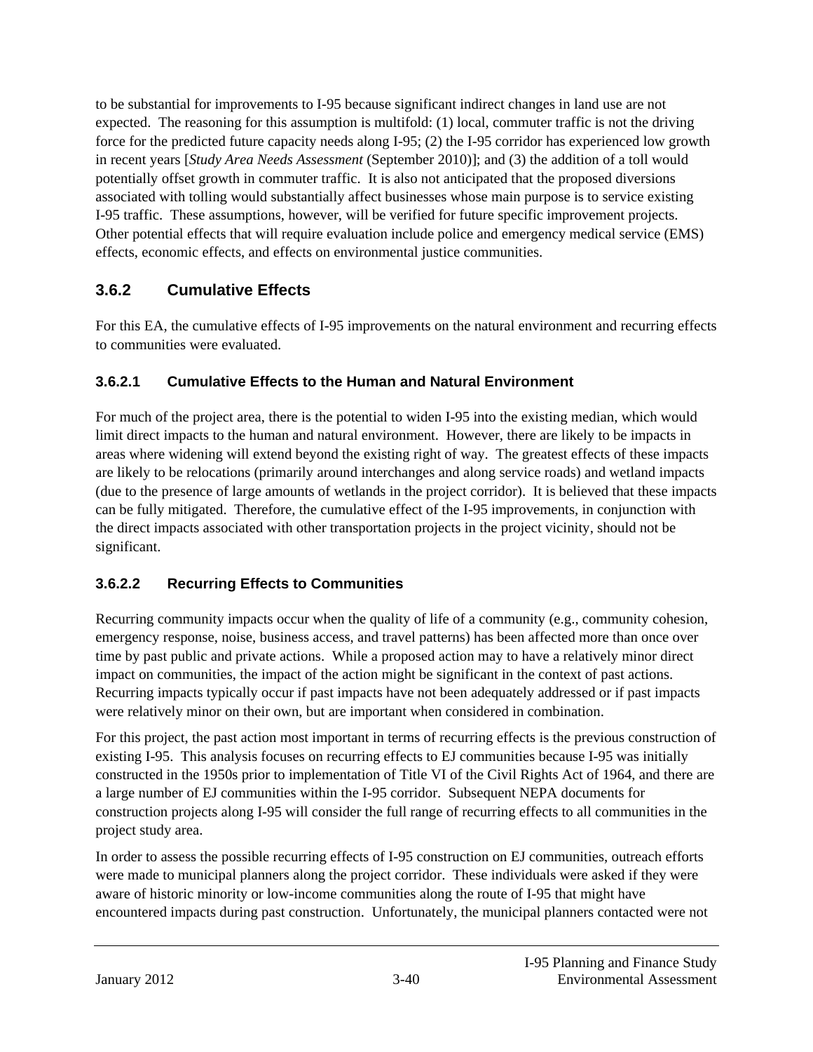to be substantial for improvements to I-95 because significant indirect changes in land use are not expected. The reasoning for this assumption is multifold: (1) local, commuter traffic is not the driving force for the predicted future capacity needs along I-95; (2) the I-95 corridor has experienced low growth in recent years [*Study Area Needs Assessment* (September 2010)]; and (3) the addition of a toll would potentially offset growth in commuter traffic. It is also not anticipated that the proposed diversions associated with tolling would substantially affect businesses whose main purpose is to service existing I-95 traffic. These assumptions, however, will be verified for future specific improvement projects. Other potential effects that will require evaluation include police and emergency medical service (EMS) effects, economic effects, and effects on environmental justice communities.

### 3.6.2 Cumulative Effects

For this EA, the cumulative effects of I-95 improvements on the natural environment and recurring effects to communities were evaluated.

#### 3.6.2.1 Cumulative Effects to the Human and Natural Environment

For much of the project area, there is the potential to widen I-95 into the existing median, which would limit direct impacts to the human and natural environment. However, there are likely to be impacts in areas where widening will extend beyond the existing right of way. The greatest effects of these impacts are likely to be relocations (primarily around interchanges and along service roads) and wetland impacts (due to the presence of large amounts of wetlands in the project corridor). It is believed that these impacts can be fully mitigated. Therefore, the cumulative effect of the I-95 improvements, in conjunction with the direct impacts associated with other transportation projects in the project vicinity, should not be significant.

#### 3.6.2.2 Recurring Effects to Communities

Recurring community impacts occur when the quality of life of a community (e.g., community cohesion, emergency response, noise, business access, and travel patterns) has been affected more than once over time by past public and private actions. While a proposed action may to have a relatively minor direct impact on communities, the impact of the action might be significant in the context of past actions. Recurring impacts typically occur if past impacts have not been adequately addressed or if past impacts were relatively minor on their own, but are important when considered in combination.

For this project, the past action most important in terms of recurring effects is the previous construction of existing I-95. This analysis focuses on recurring effects to EJ communities because I-95 was initially constructed in the 1950s prior to implementation of Title VI of the Civil Rights Act of 1964, and there are a large number of EJ communities within the I-95 corridor. Subsequent NEPA documents for construction projects along I-95 will consider the full range of recurring effects to all communities in the project study area.

In order to assess the possible recurring effects of I-95 construction on EJ communities, outreach efforts were made to municipal planners along the project corridor. These individuals were asked if they were aware of historic minority or low-income communities along the route of I-95 that might have encountered impacts during past construction. Unfortunately, the municipal planners contacted were not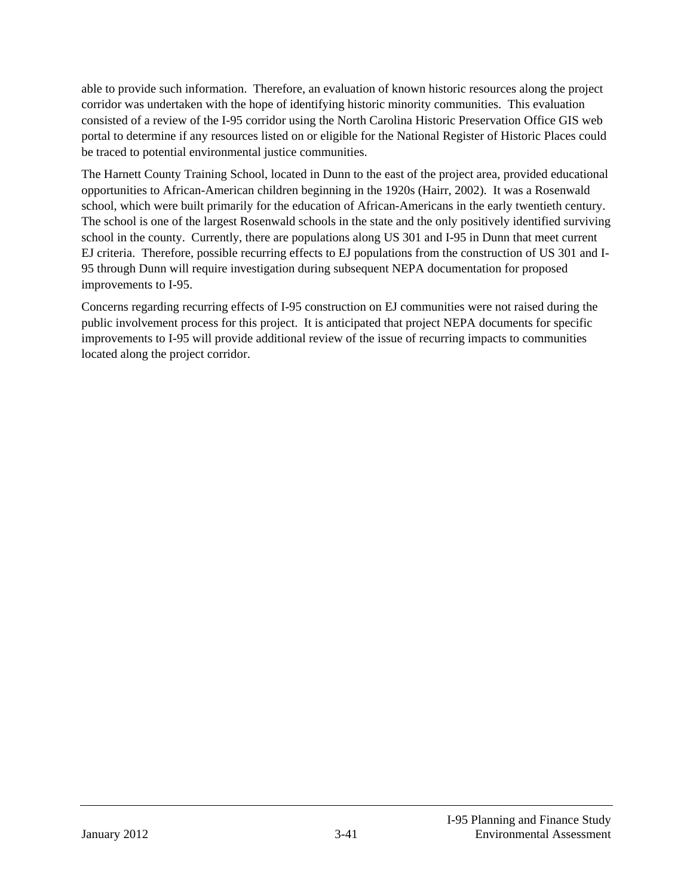able to provide such information. Therefore, an evaluation of known historic resources along the project corridor was undertaken with the hope of identifying historic minority communities. This evaluation consisted of a review of the I-95 corridor using the North Carolina Historic Preservation Office GIS web portal to determine if any resources listed on or eligible for the National Register of Historic Places could be traced to potential environmental justice communities.

The Harnett County Training School, located in Dunn to the east of the project area, provided educational opportunities to African-American children beginning in the 1920s (Hairr, 2002). It was a Rosenwald school, which were built primarily for the education of African-Americans in the early twentieth century. The school is one of the largest Rosenwald schools in the state and the only positively identified surviving school in the county. Currently, there are populations along US 301 and I-95 in Dunn that meet current EJ criteria. Therefore, possible recurring effects to EJ populations from the construction of US 301 and I-95 through Dunn will require investigation during subsequent NEPA documentation for proposed improvements to I-95.

Concerns regarding recurring effects of I-95 construction on EJ communities were not raised during the public involvement process for this project. It is anticipated that project NEPA documents for specific improvements to I-95 will provide additional review of the issue of recurring impacts to communities located along the project corridor.